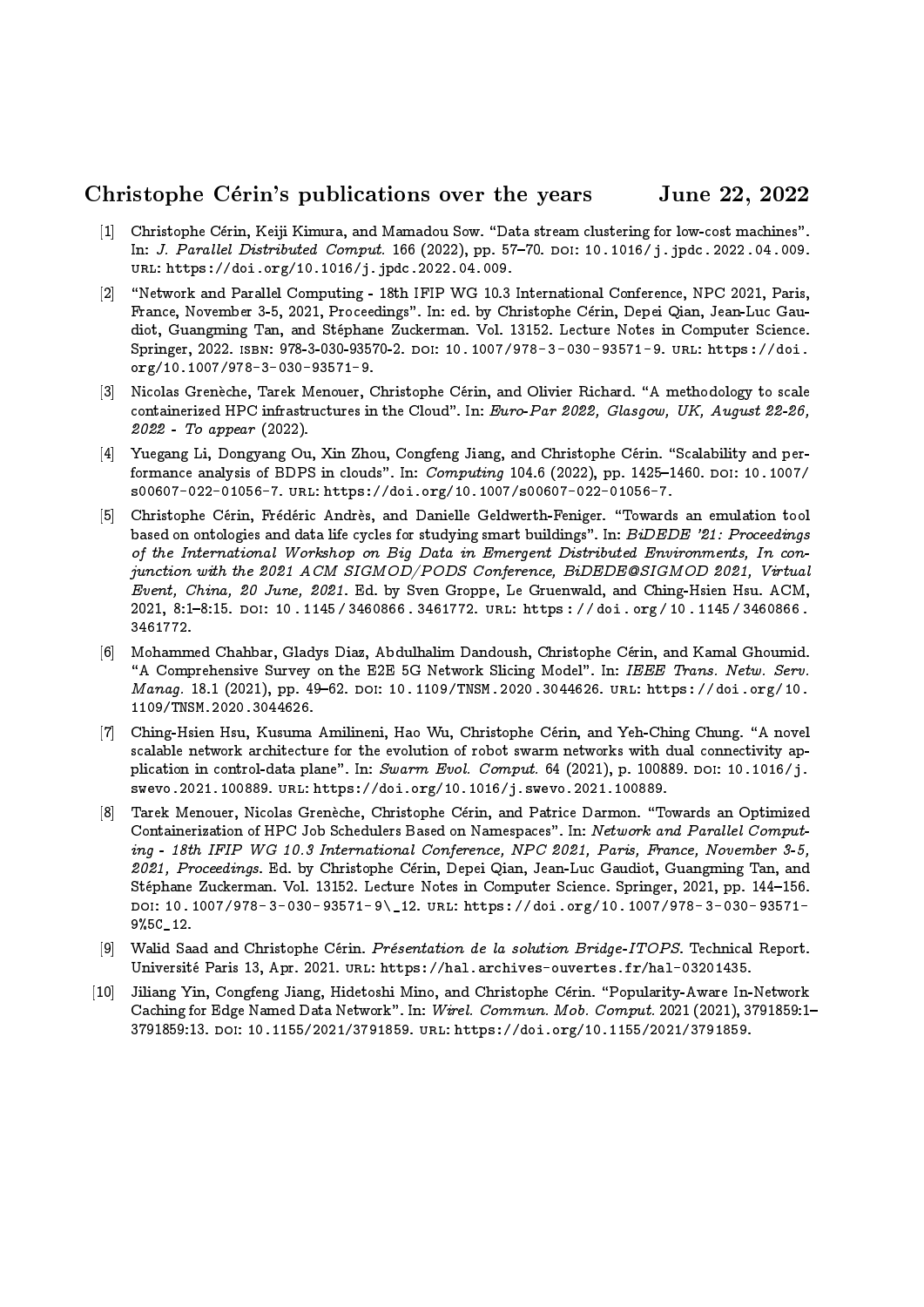# Christophe Cérin's publications over the years June 22, 2022

[1] Christophe Cérin, Keiji Kimura, and Mamadou Sow. "Data stream clustering for low-cost machines". In: *J. Parallel Distributed Comput.* 166 (2022), pp. 57–70. DOI: 10.1016/j.jpdc.2022.04.009. URL: https://doi.org/10.1016/j.jpdc.2022.04.009.

[2] "Network and Parallel Computing - 18th IFIP WG 10.3 International Conference, NPC 2021, Paris, France, November 3-5, 2021, Proceedings". In: ed. by Christophe Cérin, Depei Qian, Jean-Luc Gaudiot, Guangming Tan, and Stéphane Zuckerman. Vol. 13152. Lecture Notes in Computer Science. Springer, 2022. ISBN: 978-3-030-93570-2. DOI: 10.1007/978-3-030-93571-9. URL: https://doi.org/10.1007/978-3-030-93571-9.

[3] Nicolas Grenèche, Tarek Menouer, Christophe Cérin, and Olivier Richard. "A methodology to scale containerized HPC infrastructures in the Cloud". In: *Euro-Par 2022, Glasgow, UK, August 22-26, 2022 - To appear* (2022).

[4] Yuegang Li, Dongyang Ou, Xin Zhou, Congfeng Jiang, and Christophe Cérin. "Scalability and performance analysis of BDPS in clouds". In: *Computing* 104.6 (2022), pp. 1425–1460. DOI: 10.1007/s00607-022-01056-7. URL: https://doi.org/10.1007/s00607-022-01056-7.

[5] Christophe Cérin, Frédéric Andrès, and Danielle Geldwerth-Feniger. "Towards an emulation tool based on ontologies and data life cycles for studying smart buildings". In: *BiDEDE '21: Proceedings of the International Workshop on Big Data in Emergent Distributed Environments, In conjunction with the 2021 ACM SIGMOD/PODS Conference, BiDEDE@SIGMOD 2021, Virtual Event, China, 20 June, 2021*. Ed. by Sven Groppe, Le Gruenwald, and Ching-Hsien Hsu. ACM, 2021, 8:1–8:15. DOI: 10.1145/3460866.3461772. URL: https://doi.org/10.1145/3460866.3461772.

[6] Mohammed Chahbar, Gladys Diaz, Abdulhalim Dandoush, Christophe Cérin, and Kamal Ghoumid. "A Comprehensive Survey on the E2E 5G Network Slicing Model". In: *IEEE Trans. Netw. Serv. Manag.* 18.1 (2021), pp. 49–62. DOI: 10.1109/TNSM.2020.3044626. URL: https://doi.org/10.1109/TNSM.2020.3044626.

[7] Ching-Hsien Hsu, Kusuma Amilineni, Hao Wu, Christophe Cérin, and Yeh-Ching Chung. "A novel scalable network architecture for the evolution of robot swarm networks with dual connectivity application in control-data plane". In: *Swarm Evol. Comput.* 64 (2021), p. 100889. DOI: 10.1016/j.swevo.2021.100889. URL: https://doi.org/10.1016/j.swevo.2021.100889.

[8] Tarek Menouer, Nicolas Grenèche, Christophe Cérin, and Patrice Darmon. "Towards an Optimized Containerization of HPC Job Schedulers Based on Namespaces". In: *Network and Parallel Computing - 18th IFIP WG 10.3 International Conference, NPC 2021, Paris, France, November 3-5, 2021, Proceedings*. Ed. by Christophe Cérin, Depei Qian, Jean-Luc Gaudiot, Guangming Tan, and Stéphane Zuckerman. Vol. 13152. Lecture Notes in Computer Science. Springer, 2021, pp. 144–156. DOI: 10.1007/978-3-030-93571-9\_12. URL: https://doi.org/10.1007/978-3-030-93571-9%5C_12.

[9] Walid Saad and Christophe Cérin. *Présentation de la solution Bridge-ITOPS*. Technical Report. Université Paris 13, Apr. 2021. URL: https://hal.archives-ouvertes.fr/hal-03201435.

[10] Jiliang Yin, Congfeng Jiang, Hidetoshi Mino, and Christophe Cérin. "Popularity-Aware In-Network Caching for Edge Named Data Network". In: *Wirel. Commun. Mob. Comput.* 2021 (2021), 3791859:1–3791859:13. DOI: 10.1155/2021/3791859. URL: https://doi.org/10.1155/2021/3791859.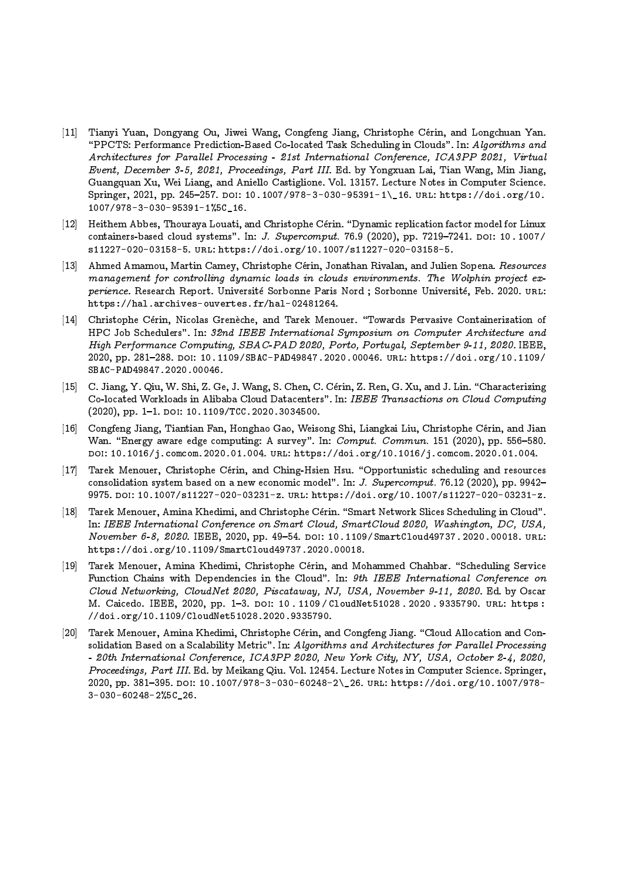[11] Tianyi Yuan, Dongyang Ou, Jiwei Wang, Congfeng Jiang, Christophe Cérin, and Longchuan Yan. "PPCTS: Performance Prediction-Based Co-located Task Scheduling in Clouds". In: *Algorithms and Architectures for Parallel Processing - 21st International Conference, ICA3PP 2021, Virtual Event, December 3-5, 2021, Proceedings, Part III*. Ed. by Yongxuan Lai, Tian Wang, Min Jiang, Guangquan Xu, Wei Liang, and Aniello Castiglione. Vol. 13157. Lecture Notes in Computer Science. Springer, 2021, pp. 245–257. DOI: 10.1007/978-3-030-95391-1\_16. URL: https://doi.org/10.1007/978-3-030-95391-1%5C_16.

[12] Heithem Abbes, Thouraya Louati, and Christophe Cérin. "Dynamic replication factor model for Linux containers-based cloud systems". In: *J. Supercomput.* 76.9 (2020), pp. 7219–7241. DOI: 10.1007/s11227-020-03158-5. URL: https://doi.org/10.1007/s11227-020-03158-5.

[13] Ahmed Amamou, Martin Camey, Christophe Cérin, Jonathan Rivalan, and Julien Sopena. *Resources management for controlling dynamic loads in clouds environments. The Wolphin project experience*. Research Report. Université Sorbonne Paris Nord ; Sorbonne Université, Feb. 2020. URL: https://hal.archives-ouvertes.fr/hal-02481264.

[14] Christophe Cérin, Nicolas Grenèche, and Tarek Menouer. "Towards Pervasive Containerization of HPC Job Schedulers". In: *32nd IEEE International Symposium on Computer Architecture and High Performance Computing, SBAC-PAD 2020, Porto, Portugal, September 9-11, 2020*. IEEE, 2020, pp. 281–288. DOI: 10.1109/SBAC-PAD49847.2020.00046. URL: https://doi.org/10.1109/SBAC-PAD49847.2020.00046.

[15] C. Jiang, Y. Qiu, W. Shi, Z. Ge, J. Wang, S. Chen, C. Cérin, Z. Ren, G. Xu, and J. Lin. "Characterizing Co-located Workloads in Alibaba Cloud Datacenters". In: *IEEE Transactions on Cloud Computing* (2020), pp. 1–1. DOI: 10.1109/TCC.2020.3034500.

[16] Congfeng Jiang, Tiantian Fan, Honghao Gao, Weisong Shi, Liangkai Liu, Christophe Cérin, and Jian Wan. "Energy aware edge computing: A survey". In: *Comput. Commun.* 151 (2020), pp. 556–580. DOI: 10.1016/j.comcom.2020.01.004. URL: https://doi.org/10.1016/j.comcom.2020.01.004.

[17] Tarek Menouer, Christophe Cérin, and Ching-Hsien Hsu. "Opportunistic scheduling and resources consolidation system based on a new economic model". In: *J. Supercomput.* 76.12 (2020), pp. 9942–9975. DOI: 10.1007/s11227-020-03231-z. URL: https://doi.org/10.1007/s11227-020-03231-z.

[18] Tarek Menouer, Amina Khedimi, and Christophe Cérin. "Smart Network Slices Scheduling in Cloud". In: *IEEE International Conference on Smart Cloud, SmartCloud 2020, Washington, DC, USA, November 6-8, 2020*. IEEE, 2020, pp. 49–54. DOI: 10.1109/SmartCloud49737.2020.00018. URL: https://doi.org/10.1109/SmartCloud49737.2020.00018.

[19] Tarek Menouer, Amina Khedimi, Christophe Cérin, and Mohammed Chahbar. "Scheduling Service Function Chains with Dependencies in the Cloud". In: *9th IEEE International Conference on Cloud Networking, CloudNet 2020, Piscataway, NJ, USA, November 9-11, 2020*. Ed. by Oscar M. Caicedo. IEEE, 2020, pp. 1–3. DOI: 10.1109/CloudNet51028.2020.9335790. URL: https://doi.org/10.1109/CloudNet51028.2020.9335790.

[20] Tarek Menouer, Amina Khedimi, Christophe Cérin, and Congfeng Jiang. "Cloud Allocation and Consolidation Based on a Scalability Metric". In: *Algorithms and Architectures for Parallel Processing - 20th International Conference, ICA3PP 2020, New York City, NY, USA, October 2-4, 2020, Proceedings, Part III*. Ed. by Meikang Qiu. Vol. 12454. Lecture Notes in Computer Science. Springer, 2020, pp. 381–395. DOI: 10.1007/978-3-030-60248-2\_26. URL: https://doi.org/10.1007/978-3-030-60248-2%5C_26.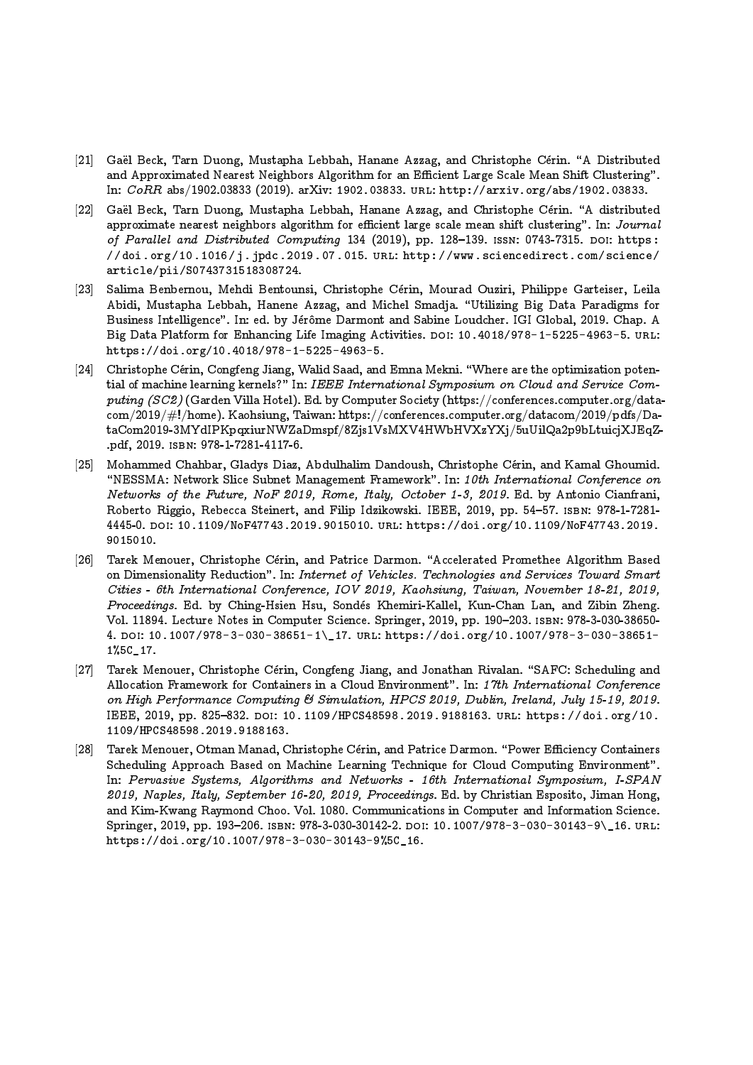[21] Gaël Beck, Tarn Duong, Mustapha Lebbah, Hanane Azzag, and Christophe Cérin. "A Distributed and Approximated Nearest Neighbors Algorithm for an Efficient Large Scale Mean Shift Clustering". In: *CoRR* abs/1902.03833 (2019). arXiv: 1902.03833. URL: http://arxiv.org/abs/1902.03833.

[22] Gaël Beck, Tarn Duong, Mustapha Lebbah, Hanane Azzag, and Christophe Cérin. "A distributed approximate nearest neighbors algorithm for efficient large scale mean shift clustering". In: *Journal of Parallel and Distributed Computing* 134 (2019), pp. 128–139. ISSN: 0743-7315. DOI: https://doi.org/10.1016/j.jpdc.2019.07.015. URL: http://www.sciencedirect.com/science/article/pii/S0743731518308724.

[23] Salima Benbernou, Mehdi Bentounsi, Christophe Cérin, Mourad Ouziri, Philippe Garteiser, Leila Abidi, Mustapha Lebbah, Hanene Azzag, and Michel Smadja. "Utilizing Big Data Paradigms for Business Intelligence". In: ed. by Jérôme Darmont and Sabine Loudcher. IGI Global, 2019. Chap. A Big Data Platform for Enhancing Life Imaging Activities. DOI: 10.4018/978-1-5225-4963-5. URL: https://doi.org/10.4018/978-1-5225-4963-5.

[24] Christophe Cérin, Congfeng Jiang, Walid Saad, and Emna Mekni. "Where are the optimization potential of machine learning kernels?" In: *IEEE International Symposium on Cloud and Service Computing (SC2)* (Garden Villa Hotel). Ed. by Computer Society (https://conferences.computer.org/datacom/2019/#!/home). Kaohsiung, Taiwan: https://conferences.computer.org/datacom/2019/pdfs/DataCom2019-3MYdIPKpqxiurNWZaDmspf/8Zjs1VsMXV4HWbHVXzYXj/5uUilQa2p9bLtuicjXJEqZ-.pdf, 2019. ISBN: 978-1-7281-4117-6.

[25] Mohammed Chahbar, Gladys Diaz, Abdulhalim Dandoush, Christophe Cérin, and Kamal Ghoumid. "NESSMA: Network Slice Subnet Management Framework". In: *10th International Conference on Networks of the Future, NoF 2019, Rome, Italy, October 1-3, 2019*. Ed. by Antonio Cianfrani, Roberto Riggio, Rebecca Steinert, and Filip Idzikowski. IEEE, 2019, pp. 54–57. ISBN: 978-1-7281-4445-0. DOI: 10.1109/NoF47743.2019.9015010. URL: https://doi.org/10.1109/NoF47743.2019.9015010.

[26] Tarek Menouer, Christophe Cérin, and Patrice Darmon. "Accelerated Promethee Algorithm Based on Dimensionality Reduction". In: *Internet of Vehicles. Technologies and Services Toward Smart Cities - 6th International Conference, IOV 2019, Kaohsiung, Taiwan, November 18-21, 2019, Proceedings*. Ed. by Ching-Hsien Hsu, Sondés Khemiri-Kallel, Kun-Chan Lan, and Zibin Zheng. Vol. 11894. Lecture Notes in Computer Science. Springer, 2019, pp. 190–203. ISBN: 978-3-030-38650-4. DOI: 10.1007/978-3-030-38651-1\_17. URL: https://doi.org/10.1007/978-3-030-38651-1%5C_17.

[27] Tarek Menouer, Christophe Cérin, Congfeng Jiang, and Jonathan Rivalan. "SAFC: Scheduling and Allocation Framework for Containers in a Cloud Environment". In: *17th International Conference on High Performance Computing & Simulation, HPCS 2019, Dublin, Ireland, July 15-19, 2019*. IEEE, 2019, pp. 825–832. DOI: 10.1109/HPCS48598.2019.9188163. URL: https://doi.org/10.1109/HPCS48598.2019.9188163.

[28] Tarek Menouer, Otman Manad, Christophe Cérin, and Patrice Darmon. "Power Efficiency Containers Scheduling Approach Based on Machine Learning Technique for Cloud Computing Environment". In: *Pervasive Systems, Algorithms and Networks - 16th International Symposium, I-SPAN 2019, Naples, Italy, September 16-20, 2019, Proceedings*. Ed. by Christian Esposito, Jiman Hong, and Kim-Kwang Raymond Choo. Vol. 1080. Communications in Computer and Information Science. Springer, 2019, pp. 193–206. ISBN: 978-3-030-30142-2. DOI: 10.1007/978-3-030-30143-9\_16. URL: https://doi.org/10.1007/978-3-030-30143-9%5C_16.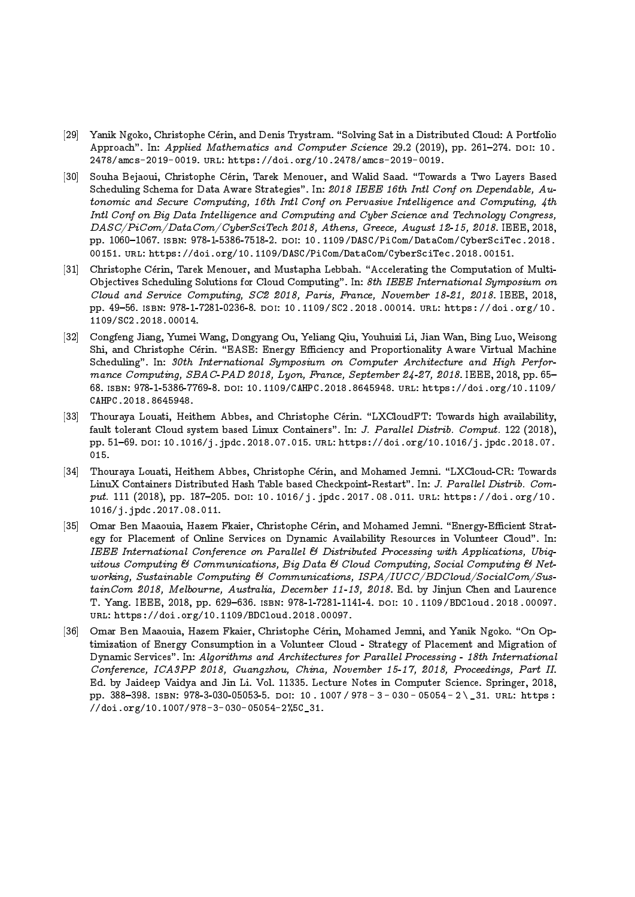[29] Yanik Ngoko, Christophe Cérin, and Denis Trystram. "Solving Sat in a Distributed Cloud: A Portfolio Approach". In: *Applied Mathematics and Computer Science* 29.2 (2019), pp. 261–274. DOI: 10.2478/amcs-2019-0019. URL: https://doi.org/10.2478/amcs-2019-0019.

[30] Souha Bejaoui, Christophe Cérin, Tarek Menouer, and Walid Saad. "Towards a Two Layers Based Scheduling Schema for Data Aware Strategies". In: *2018 IEEE 16th Intl Conf on Dependable, Autonomic and Secure Computing, 16th Intl Conf on Pervasive Intelligence and Computing, 4th Intl Conf on Big Data Intelligence and Computing and Cyber Science and Technology Congress, DASC/PiCom/DataCom/CyberSciTech 2018, Athens, Greece, August 12-15, 2018*. IEEE, 2018, pp. 1060–1067. ISBN: 978-1-5386-7518-2. DOI: 10.1109/DASC/PiCom/DataCom/CyberSciTec.2018.00151. URL: https://doi.org/10.1109/DASC/PiCom/DataCom/CyberSciTec.2018.00151.

[31] Christophe Cérin, Tarek Menouer, and Mustapha Lebbah. "Accelerating the Computation of Multi-Objectives Scheduling Solutions for Cloud Computing". In: *8th IEEE International Symposium on Cloud and Service Computing, SC2 2018, Paris, France, November 18-21, 2018*. IEEE, 2018, pp. 49–56. ISBN: 978-1-7281-0236-8. DOI: 10.1109/SC2.2018.00014. URL: https://doi.org/10.1109/SC2.2018.00014.

[32] Congfeng Jiang, Yumei Wang, Dongyang Ou, Yeliang Qiu, Youhuizi Li, Jian Wan, Bing Luo, Weisong Shi, and Christophe Cérin. "EASE: Energy Efficiency and Proportionality Aware Virtual Machine Scheduling". In: *30th International Symposium on Computer Architecture and High Performance Computing, SBAC-PAD 2018, Lyon, France, September 24-27, 2018*. IEEE, 2018, pp. 65–68. ISBN: 978-1-5386-7769-8. DOI: 10.1109/CAHPC.2018.8645948. URL: https://doi.org/10.1109/CAHPC.2018.8645948.

[33] Thouraya Louati, Heithem Abbes, and Christophe Cérin. "LXCloudFT: Towards high availability, fault tolerant Cloud system based Linux Containers". In: *J. Parallel Distrib. Comput.* 122 (2018), pp. 51–69. DOI: 10.1016/j.jpdc.2018.07.015. URL: https://doi.org/10.1016/j.jpdc.2018.07.015.

[34] Thouraya Louati, Heithem Abbes, Christophe Cérin, and Mohamed Jemni. "LXCloud-CR: Towards LinuX Containers Distributed Hash Table based Checkpoint-Restart". In: *J. Parallel Distrib. Comput.* 111 (2018), pp. 187–205. DOI: 10.1016/j.jpdc.2017.08.011. URL: https://doi.org/10.1016/j.jpdc.2017.08.011.

[35] Omar Ben Maaouia, Hazem Fkaier, Christophe Cérin, and Mohamed Jemni. "Energy-Efficient Strategy for Placement of Online Services on Dynamic Availability Resources in Volunteer Cloud". In: *IEEE International Conference on Parallel & Distributed Processing with Applications, Ubiquitous Computing & Communications, Big Data & Cloud Computing, Social Computing & Networking, Sustainable Computing & Communications, ISPA/IUCC/BDCloud/SocialCom/SustainCom 2018, Melbourne, Australia, December 11-13, 2018*. Ed. by Jinjun Chen and Laurence T. Yang. IEEE, 2018, pp. 629–636. ISBN: 978-1-7281-1141-4. DOI: 10.1109/BDCloud.2018.00097. URL: https://doi.org/10.1109/BDCloud.2018.00097.

[36] Omar Ben Maaouia, Hazem Fkaier, Christophe Cérin, Mohamed Jemni, and Yanik Ngoko. "On Optimization of Energy Consumption in a Volunteer Cloud - Strategy of Placement and Migration of Dynamic Services". In: *Algorithms and Architectures for Parallel Processing - 18th International Conference, ICA3PP 2018, Guangzhou, China, November 15-17, 2018, Proceedings, Part II*. Ed. by Jaideep Vaidya and Jin Li. Vol. 11335. Lecture Notes in Computer Science. Springer, 2018, pp. 388–398. ISBN: 978-3-030-05053-5. DOI: 10.1007/978-3-030-05054-2\_31. URL: https://doi.org/10.1007/978-3-030-05054-2%5C_31.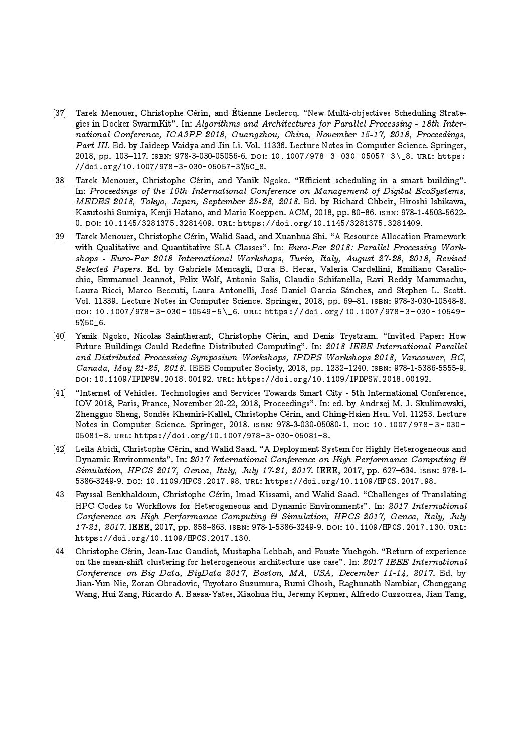[37] Tarek Menouer, Christophe Cérin, and Étienne Leclercq. "New Multi-objectives Scheduling Strategies in Docker SwarmKit". In: *Algorithms and Architectures for Parallel Processing - 18th International Conference, ICA3PP 2018, Guangzhou, China, November 15-17, 2018, Proceedings, Part III*. Ed. by Jaideep Vaidya and Jin Li. Vol. 11336. Lecture Notes in Computer Science. Springer, 2018, pp. 103–117. ISBN: 978-3-030-05056-6. DOI: 10.1007/978-3-030-05057-3\_8. URL: https://doi.org/10.1007/978-3-030-05057-3%5C_8.

[38] Tarek Menouer, Christophe Cérin, and Yanik Ngoko. "Efficient scheduling in a smart building". In: *Proceedings of the 10th International Conference on Management of Digital EcoSystems, MEDES 2018, Tokyo, Japan, September 25-28, 2018*. Ed. by Richard Chbeir, Hiroshi Ishikawa, Kazutoshi Sumiya, Kenji Hatano, and Mario Koeppen. ACM, 2018, pp. 80–86. ISBN: 978-1-4503-5622-0. DOI: 10.1145/3281375.3281409. URL: https://doi.org/10.1145/3281375.3281409.

[39] Tarek Menouer, Christophe Cérin, Walid Saad, and Xuanhua Shi. "A Resource Allocation Framework with Qualitative and Quantitative SLA Classes". In: *Euro-Par 2018: Parallel Processing Workshops - Euro-Par 2018 International Workshops, Turin, Italy, August 27-28, 2018, Revised Selected Papers*. Ed. by Gabriele Mencagli, Dora B. Heras, Valeria Cardellini, Emiliano Casalicchio, Emmanuel Jeannot, Felix Wolf, Antonio Salis, Claudio Schifanella, Ravi Reddy Manumachu, Laura Ricci, Marco Beccuti, Laura Antonelli, José Daniel Garcia Sánchez, and Stephen L. Scott. Vol. 11339. Lecture Notes in Computer Science. Springer, 2018, pp. 69–81. ISBN: 978-3-030-10548-8. DOI: 10.1007/978-3-030-10549-5\_6. URL: https://doi.org/10.1007/978-3-030-10549-5%5C_6.

[40] Yanik Ngoko, Nicolas Saintherant, Christophe Cérin, and Denis Trystram. "Invited Paper: How Future Buildings Could Redefine Distributed Computing". In: *2018 IEEE International Parallel and Distributed Processing Symposium Workshops, IPDPS Workshops 2018, Vancouver, BC, Canada, May 21-25, 2018*. IEEE Computer Society, 2018, pp. 1232–1240. ISBN: 978-1-5386-5555-9. DOI: 10.1109/IPDPSW.2018.00192. URL: https://doi.org/10.1109/IPDPSW.2018.00192.

[41] "Internet of Vehicles. Technologies and Services Towards Smart City - 5th International Conference, IOV 2018, Paris, France, November 20-22, 2018, Proceedings". In: ed. by Andrzej M. J. Skulimowski, Zhengguo Sheng, Sondès Khemiri-Kallel, Christophe Cérin, and Ching-Hsien Hsu. Vol. 11253. Lecture Notes in Computer Science. Springer, 2018. ISBN: 978-3-030-05080-1. DOI: 10.1007/978-3-030-05081-8. URL: https://doi.org/10.1007/978-3-030-05081-8.

[42] Leila Abidi, Christophe Cérin, and Walid Saad. "A Deployment System for Highly Heterogeneous and Dynamic Environments". In: *2017 International Conference on High Performance Computing & Simulation, HPCS 2017, Genoa, Italy, July 17-21, 2017*. IEEE, 2017, pp. 627–634. ISBN: 978-1-5386-3249-9. DOI: 10.1109/HPCS.2017.98. URL: https://doi.org/10.1109/HPCS.2017.98.

[43] Fayssal Benkhaldoun, Christophe Cérin, Imad Kissami, and Walid Saad. "Challenges of Translating HPC Codes to Workflows for Heterogeneous and Dynamic Environments". In: *2017 International Conference on High Performance Computing & Simulation, HPCS 2017, Genoa, Italy, July 17-21, 2017*. IEEE, 2017, pp. 858–863. ISBN: 978-1-5386-3249-9. DOI: 10.1109/HPCS.2017.130. URL: https://doi.org/10.1109/HPCS.2017.130.

[44] Christophe Cérin, Jean-Luc Gaudiot, Mustapha Lebbah, and Fouste Yuehgoh. "Return of experience on the mean-shift clustering for heterogeneous architecture use case". In: *2017 IEEE International Conference on Big Data, BigData 2017, Boston, MA, USA, December 11-14, 2017*. Ed. by Jian-Yun Nie, Zoran Obradovic, Toyotaro Suzumura, Rumi Ghosh, Raghunath Nambiar, Chonggang Wang, Hui Zang, Ricardo A. Baeza-Yates, Xiaohua Hu, Jeremy Kepner, Alfredo Cuzzocrea, Jian Tang,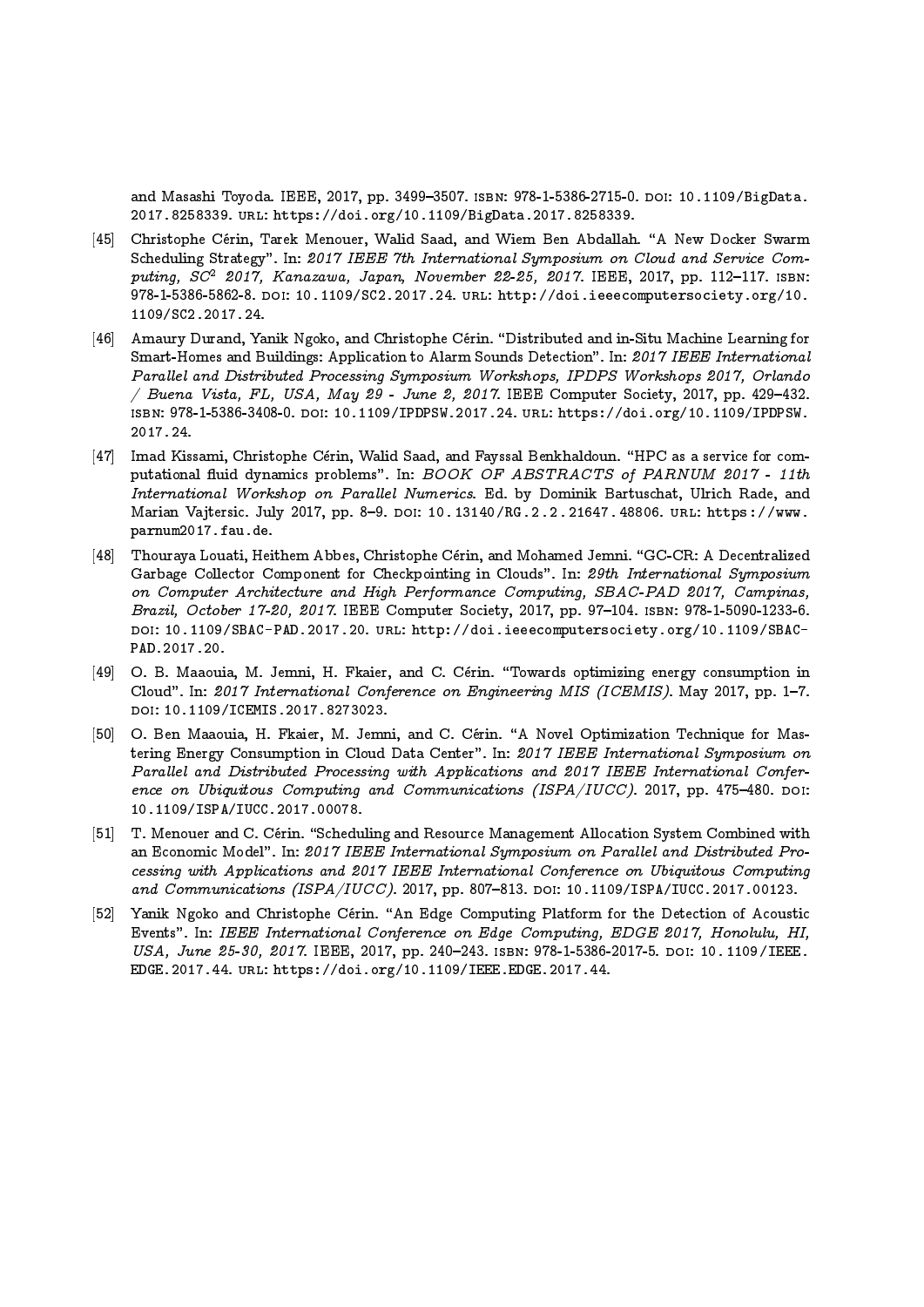and Masashi Toyoda. IEEE, 2017, pp. 3499–3507. ISBN: 978-1-5386-2715-0. DOI: 10.1109/BigData.2017.8258339. URL: https://doi.org/10.1109/BigData.2017.8258339.

[45] Christophe Cérin, Tarek Menouer, Walid Saad, and Wiem Ben Abdallah. "A New Docker Swarm Scheduling Strategy". In: *2017 IEEE 7th International Symposium on Cloud and Service Computing, SC² 2017, Kanazawa, Japan, November 22-25, 2017*. IEEE, 2017, pp. 112–117. ISBN: 978-1-5386-5862-8. DOI: 10.1109/SC2.2017.24. URL: http://doi.ieeecomputersociety.org/10.1109/SC2.2017.24.

[46] Amaury Durand, Yanik Ngoko, and Christophe Cérin. "Distributed and in-Situ Machine Learning for Smart-Homes and Buildings: Application to Alarm Sounds Detection". In: *2017 IEEE International Parallel and Distributed Processing Symposium Workshops, IPDPS Workshops 2017, Orlando / Buena Vista, FL, USA, May 29 - June 2, 2017*. IEEE Computer Society, 2017, pp. 429–432. ISBN: 978-1-5386-3408-0. DOI: 10.1109/IPDPSW.2017.24. URL: https://doi.org/10.1109/IPDPSW.2017.24.

[47] Imad Kissami, Christophe Cérin, Walid Saad, and Fayssal Benkhaldoun. "HPC as a service for computational fluid dynamics problems". In: *BOOK OF ABSTRACTS of PARNUM 2017 - 11th International Workshop on Parallel Numerics*. Ed. by Dominik Bartuschat, Ulrich Rade, and Marian Vajtersic. July 2017, pp. 8–9. DOI: 10.13140/RG.2.2.21647.48806. URL: https://www.parnum2017.fau.de.

[48] Thouraya Louati, Heithem Abbes, Christophe Cérin, and Mohamed Jemni. "GC-CR: A Decentralized Garbage Collector Component for Checkpointing in Clouds". In: *29th International Symposium on Computer Architecture and High Performance Computing, SBAC-PAD 2017, Campinas, Brazil, October 17-20, 2017*. IEEE Computer Society, 2017, pp. 97–104. ISBN: 978-1-5090-1233-6. DOI: 10.1109/SBAC-PAD.2017.20. URL: http://doi.ieeecomputersociety.org/10.1109/SBAC-PAD.2017.20.

[49] O. B. Maaouia, M. Jemni, H. Fkaier, and C. Cérin. "Towards optimizing energy consumption in Cloud". In: *2017 International Conference on Engineering MIS (ICEMIS)*. May 2017, pp. 1–7. DOI: 10.1109/ICEMIS.2017.8273023.

[50] O. Ben Maaouia, H. Fkaier, M. Jemni, and C. Cérin. "A Novel Optimization Technique for Mastering Energy Consumption in Cloud Data Center". In: *2017 IEEE International Symposium on Parallel and Distributed Processing with Applications and 2017 IEEE International Conference on Ubiquitous Computing and Communications (ISPA/IUCC)*. 2017, pp. 475–480. DOI: 10.1109/ISPA/IUCC.2017.00078.

[51] T. Menouer and C. Cérin. "Scheduling and Resource Management Allocation System Combined with an Economic Model". In: *2017 IEEE International Symposium on Parallel and Distributed Processing with Applications and 2017 IEEE International Conference on Ubiquitous Computing and Communications (ISPA/IUCC)*. 2017, pp. 807–813. DOI: 10.1109/ISPA/IUCC.2017.00123.

[52] Yanik Ngoko and Christophe Cérin. "An Edge Computing Platform for the Detection of Acoustic Events". In: *IEEE International Conference on Edge Computing, EDGE 2017, Honolulu, HI, USA, June 25-30, 2017*. IEEE, 2017, pp. 240–243. ISBN: 978-1-5386-2017-5. DOI: 10.1109/IEEE.EDGE.2017.44. URL: https://doi.org/10.1109/IEEE.EDGE.2017.44.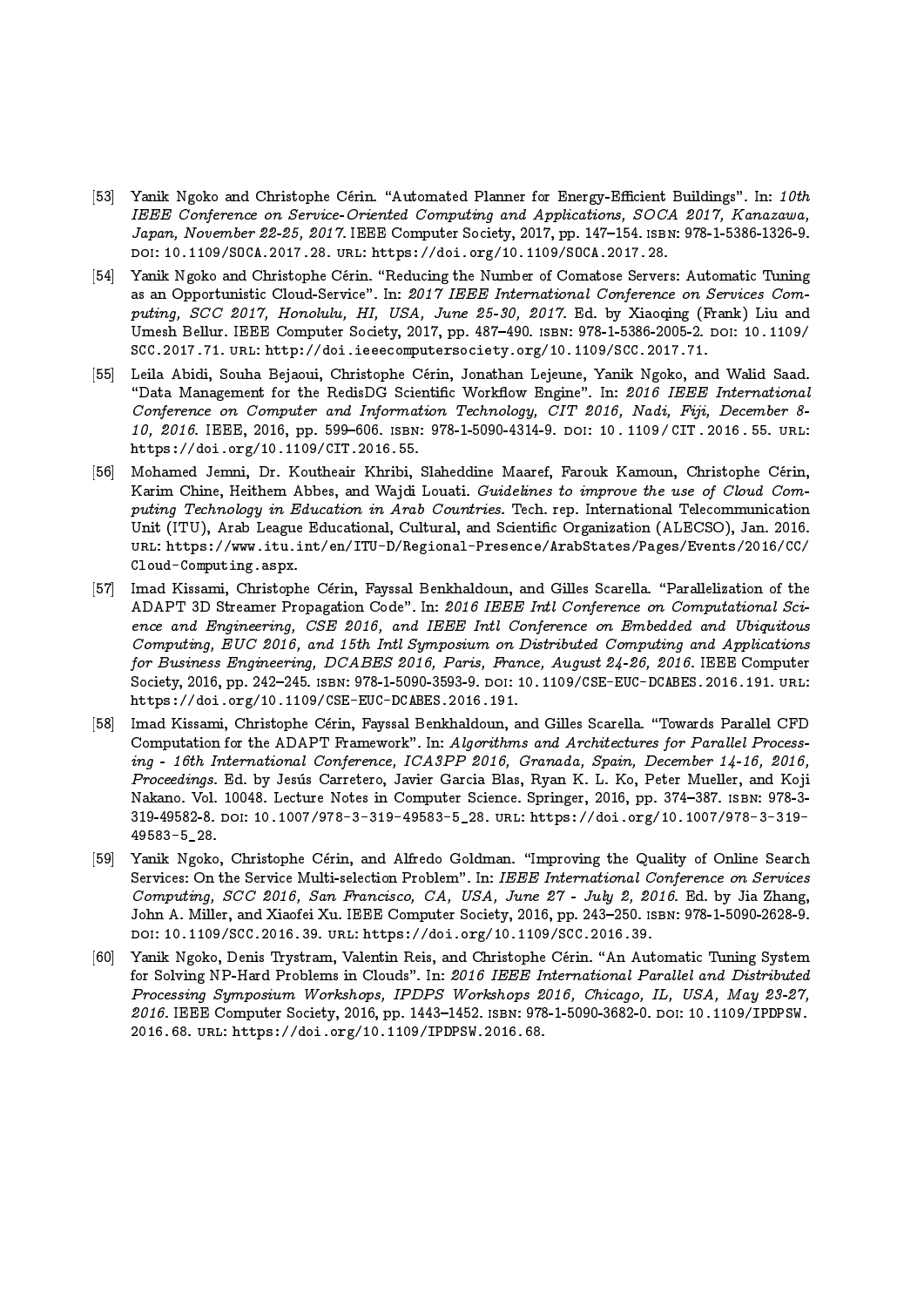[53] Yanik Ngoko and Christophe Cérin. "Automated Planner for Energy-Efficient Buildings". In: *10th IEEE Conference on Service-Oriented Computing and Applications, SOCA 2017, Kanazawa, Japan, November 22-25, 2017*. IEEE Computer Society, 2017, pp. 147–154. ISBN: 978-1-5386-1326-9. DOI: 10.1109/SOCA.2017.28. URL: https://doi.org/10.1109/SOCA.2017.28.

[54] Yanik Ngoko and Christophe Cérin. "Reducing the Number of Comatose Servers: Automatic Tuning as an Opportunistic Cloud-Service". In: *2017 IEEE International Conference on Services Computing, SCC 2017, Honolulu, HI, USA, June 25-30, 2017*. Ed. by Xiaoqing (Frank) Liu and Umesh Bellur. IEEE Computer Society, 2017, pp. 487–490. ISBN: 978-1-5386-2005-2. DOI: 10.1109/SCC.2017.71. URL: http://doi.ieeecomputersociety.org/10.1109/SCC.2017.71.

[55] Leila Abidi, Souha Bejaoui, Christophe Cérin, Jonathan Lejeune, Yanik Ngoko, and Walid Saad. "Data Management for the RedisDG Scientific Workflow Engine". In: *2016 IEEE International Conference on Computer and Information Technology, CIT 2016, Nadi, Fiji, December 8-10, 2016*. IEEE, 2016, pp. 599–606. ISBN: 978-1-5090-4314-9. DOI: 10.1109/CIT.2016.55. URL: https://doi.org/10.1109/CIT.2016.55.

[56] Mohamed Jemni, Dr. Koutheair Khribi, Slaheddine Maaref, Farouk Kamoun, Christophe Cérin, Karim Chine, Heithem Abbes, and Wajdi Louati. *Guidelines to improve the use of Cloud Computing Technology in Education in Arab Countries*. Tech. rep. International Telecommunication Unit (ITU), Arab League Educational, Cultural, and Scientific Organization (ALECSO), Jan. 2016. URL: https://www.itu.int/en/ITU-D/Regional-Presence/ArabStates/Pages/Events/2016/CC/Cloud-Computing.aspx.

[57] Imad Kissami, Christophe Cérin, Fayssal Benkhaldoun, and Gilles Scarella. "Parallelization of the ADAPT 3D Streamer Propagation Code". In: *2016 IEEE Intl Conference on Computational Science and Engineering, CSE 2016, and IEEE Intl Conference on Embedded and Ubiquitous Computing, EUC 2016, and 15th Intl Symposium on Distributed Computing and Applications for Business Engineering, DCABES 2016, Paris, France, August 24-26, 2016*. IEEE Computer Society, 2016, pp. 242–245. ISBN: 978-1-5090-3593-9. DOI: 10.1109/CSE-EUC-DCABES.2016.191. URL: https://doi.org/10.1109/CSE-EUC-DCABES.2016.191.

[58] Imad Kissami, Christophe Cérin, Fayssal Benkhaldoun, and Gilles Scarella. "Towards Parallel CFD Computation for the ADAPT Framework". In: *Algorithms and Architectures for Parallel Processing - 16th International Conference, ICA3PP 2016, Granada, Spain, December 14-16, 2016, Proceedings*. Ed. by Jesús Carretero, Javier Garcia Blas, Ryan K. L. Ko, Peter Mueller, and Koji Nakano. Vol. 10048. Lecture Notes in Computer Science. Springer, 2016, pp. 374–387. ISBN: 978-3-319-49582-8. DOI: 10.1007/978-3-319-49583-5_28. URL: https://doi.org/10.1007/978-3-319-49583-5_28.

[59] Yanik Ngoko, Christophe Cérin, and Alfredo Goldman. "Improving the Quality of Online Search Services: On the Service Multi-selection Problem". In: *IEEE International Conference on Services Computing, SCC 2016, San Francisco, CA, USA, June 27 - July 2, 2016*. Ed. by Jia Zhang, John A. Miller, and Xiaofei Xu. IEEE Computer Society, 2016, pp. 243–250. ISBN: 978-1-5090-2628-9. DOI: 10.1109/SCC.2016.39. URL: https://doi.org/10.1109/SCC.2016.39.

[60] Yanik Ngoko, Denis Trystram, Valentin Reis, and Christophe Cérin. "An Automatic Tuning System for Solving NP-Hard Problems in Clouds". In: *2016 IEEE International Parallel and Distributed Processing Symposium Workshops, IPDPS Workshops 2016, Chicago, IL, USA, May 23-27, 2016*. IEEE Computer Society, 2016, pp. 1443–1452. ISBN: 978-1-5090-3682-0. DOI: 10.1109/IPDPSW.2016.68. URL: https://doi.org/10.1109/IPDPSW.2016.68.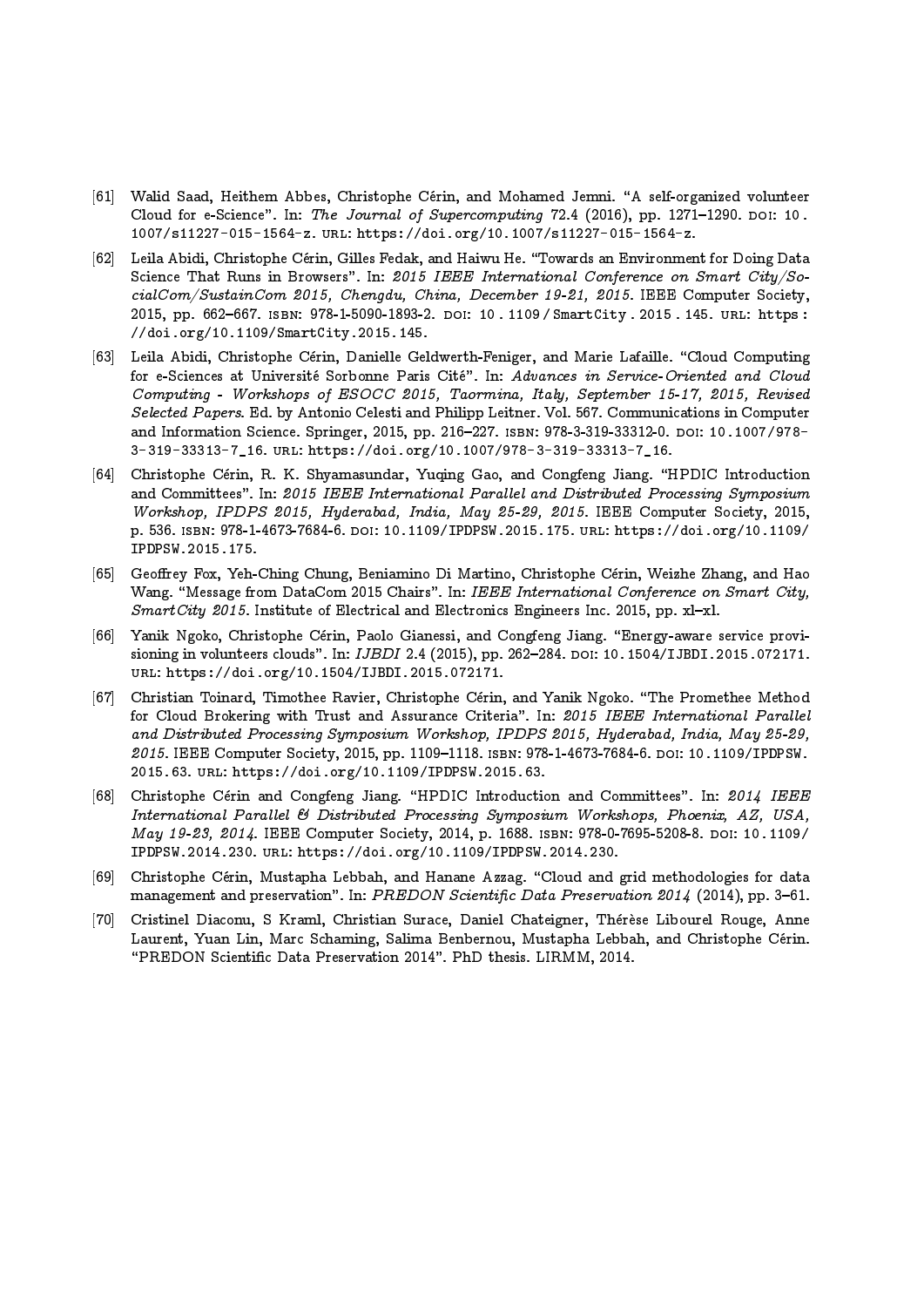[61] Walid Saad, Heithem Abbes, Christophe Cérin, and Mohamed Jemni. "A self-organized volunteer Cloud for e-Science". In: *The Journal of Supercomputing* 72.4 (2016), pp. 1271–1290. DOI: 10.1007/s11227-015-1564-z. URL: https://doi.org/10.1007/s11227-015-1564-z.

[62] Leila Abidi, Christophe Cérin, Gilles Fedak, and Haiwu He. "Towards an Environment for Doing Data Science That Runs in Browsers". In: *2015 IEEE International Conference on Smart City/SocialCom/SustainCom 2015, Chengdu, China, December 19-21, 2015*. IEEE Computer Society, 2015, pp. 662–667. ISBN: 978-1-5090-1893-2. DOI: 10.1109/SmartCity.2015.145. URL: https://doi.org/10.1109/SmartCity.2015.145.

[63] Leila Abidi, Christophe Cérin, Danielle Geldwerth-Feniger, and Marie Lafaille. "Cloud Computing for e-Sciences at Université Sorbonne Paris Cité". In: *Advances in Service-Oriented and Cloud Computing - Workshops of ESOCC 2015, Taormina, Italy, September 15-17, 2015, Revised Selected Papers*. Ed. by Antonio Celesti and Philipp Leitner. Vol. 567. Communications in Computer and Information Science. Springer, 2015, pp. 216–227. ISBN: 978-3-319-33312-0. DOI: 10.1007/978-3-319-33313-7_16. URL: https://doi.org/10.1007/978-3-319-33313-7_16.

[64] Christophe Cérin, R. K. Shyamasundar, Yuqing Gao, and Congfeng Jiang. "HPDIC Introduction and Committees". In: *2015 IEEE International Parallel and Distributed Processing Symposium Workshop, IPDPS 2015, Hyderabad, India, May 25-29, 2015*. IEEE Computer Society, 2015, p. 536. ISBN: 978-1-4673-7684-6. DOI: 10.1109/IPDPSW.2015.175. URL: https://doi.org/10.1109/IPDPSW.2015.175.

[65] Geoffrey Fox, Yeh-Ching Chung, Beniamino Di Martino, Christophe Cérin, Weizhe Zhang, and Hao Wang. "Message from DataCom 2015 Chairs". In: *IEEE International Conference on Smart City, SmartCity 2015*. Institute of Electrical and Electronics Engineers Inc. 2015, pp. xl–xl.

[66] Yanik Ngoko, Christophe Cérin, Paolo Gianessi, and Congfeng Jiang. "Energy-aware service provisioning in volunteers clouds". In: *IJBDI* 2.4 (2015), pp. 262–284. DOI: 10.1504/IJBDI.2015.072171. URL: https://doi.org/10.1504/IJBDI.2015.072171.

[67] Christian Toinard, Timothee Ravier, Christophe Cérin, and Yanik Ngoko. "The Promethee Method for Cloud Brokering with Trust and Assurance Criteria". In: *2015 IEEE International Parallel and Distributed Processing Symposium Workshop, IPDPS 2015, Hyderabad, India, May 25-29, 2015*. IEEE Computer Society, 2015, pp. 1109–1118. ISBN: 978-1-4673-7684-6. DOI: 10.1109/IPDPSW.2015.63. URL: https://doi.org/10.1109/IPDPSW.2015.63.

[68] Christophe Cérin and Congfeng Jiang. "HPDIC Introduction and Committees". In: *2014 IEEE International Parallel & Distributed Processing Symposium Workshops, Phoenix, AZ, USA, May 19-23, 2014*. IEEE Computer Society, 2014, p. 1688. ISBN: 978-0-7695-5208-8. DOI: 10.1109/IPDPSW.2014.230. URL: https://doi.org/10.1109/IPDPSW.2014.230.

[69] Christophe Cérin, Mustapha Lebbah, and Hanane Azzag. "Cloud and grid methodologies for data management and preservation". In: *PREDON Scientific Data Preservation 2014* (2014), pp. 3–61.

[70] Cristinel Diaconu, S Kraml, Christian Surace, Daniel Chateigner, Thérèse Libourel Rouge, Anne Laurent, Yuan Lin, Marc Schaming, Salima Benbernou, Mustapha Lebbah, and Christophe Cérin. "PREDON Scientific Data Preservation 2014". PhD thesis. LIRMM, 2014.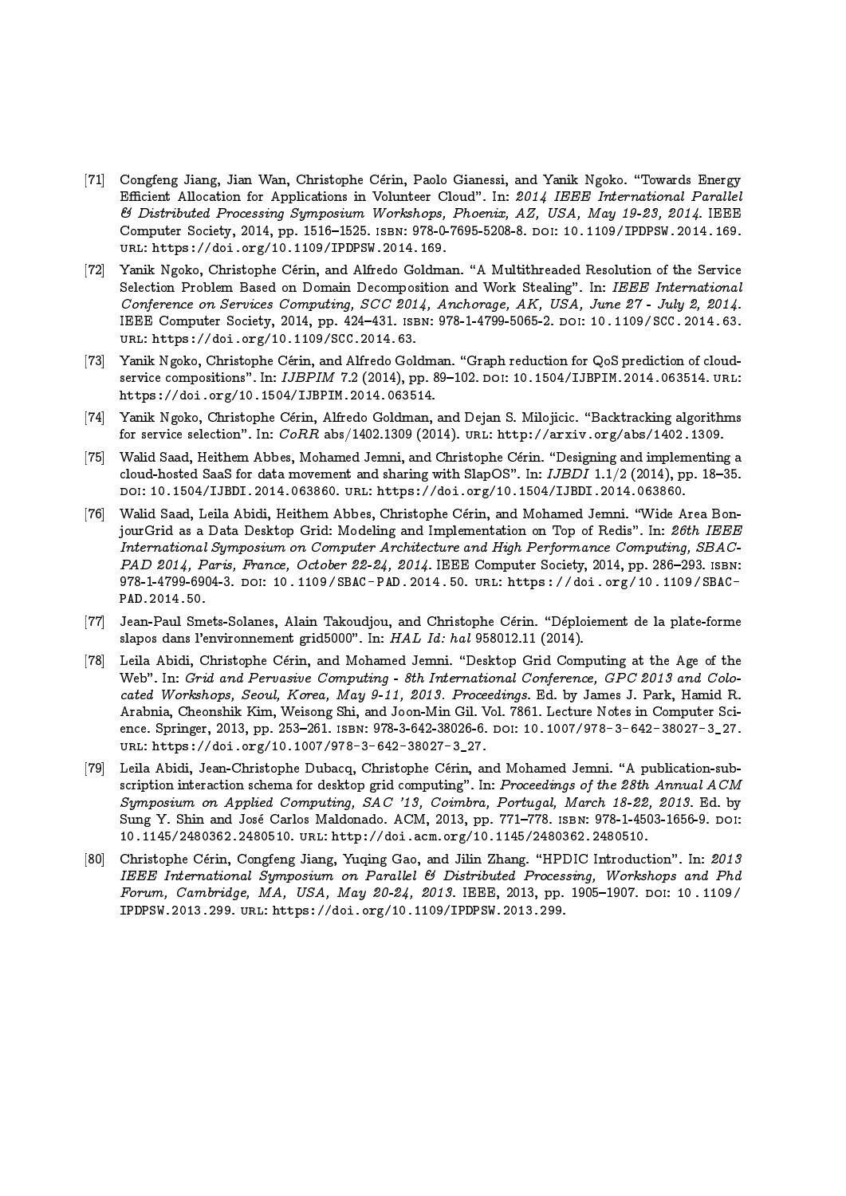[71] Congfeng Jiang, Jian Wan, Christophe Cérin, Paolo Gianessi, and Yanik Ngoko. "Towards Energy Efficient Allocation for Applications in Volunteer Cloud". In: *2014 IEEE International Parallel & Distributed Processing Symposium Workshops, Phoenix, AZ, USA, May 19-23, 2014*. IEEE Computer Society, 2014, pp. 1516–1525. ISBN: 978-0-7695-5208-8. DOI: 10.1109/IPDPSW.2014.169. URL: https://doi.org/10.1109/IPDPSW.2014.169.

[72] Yanik Ngoko, Christophe Cérin, and Alfredo Goldman. "A Multithreaded Resolution of the Service Selection Problem Based on Domain Decomposition and Work Stealing". In: *IEEE International Conference on Services Computing, SCC 2014, Anchorage, AK, USA, June 27 - July 2, 2014*. IEEE Computer Society, 2014, pp. 424–431. ISBN: 978-1-4799-5065-2. DOI: 10.1109/SCC.2014.63. URL: https://doi.org/10.1109/SCC.2014.63.

[73] Yanik Ngoko, Christophe Cérin, and Alfredo Goldman. "Graph reduction for QoS prediction of cloud-service compositions". In: *IJBPIM* 7.2 (2014), pp. 89–102. DOI: 10.1504/IJBPIM.2014.063514. URL: https://doi.org/10.1504/IJBPIM.2014.063514.

[74] Yanik Ngoko, Christophe Cérin, Alfredo Goldman, and Dejan S. Milojicic. "Backtracking algorithms for service selection". In: *CoRR* abs/1402.1309 (2014). URL: http://arxiv.org/abs/1402.1309.

[75] Walid Saad, Heithem Abbes, Mohamed Jemni, and Christophe Cérin. "Designing and implementing a cloud-hosted SaaS for data movement and sharing with SlapOS". In: *IJBDI* 1.1/2 (2014), pp. 18–35. DOI: 10.1504/IJBDI.2014.063860. URL: https://doi.org/10.1504/IJBDI.2014.063860.

[76] Walid Saad, Leila Abidi, Heithem Abbes, Christophe Cérin, and Mohamed Jemni. "Wide Area BonjourGrid as a Data Desktop Grid: Modeling and Implementation on Top of Redis". In: *26th IEEE International Symposium on Computer Architecture and High Performance Computing, SBAC-PAD 2014, Paris, France, October 22-24, 2014*. IEEE Computer Society, 2014, pp. 286–293. ISBN: 978-1-4799-6904-3. DOI: 10.1109/SBAC-PAD.2014.50. URL: https://doi.org/10.1109/SBAC-PAD.2014.50.

[77] Jean-Paul Smets-Solanes, Alain Takoudjou, and Christophe Cérin. "Déploiement de la plate-forme slapos dans l'environnement grid5000". In: *HAL Id: hal* 958012.11 (2014).

[78] Leila Abidi, Christophe Cérin, and Mohamed Jemni. "Desktop Grid Computing at the Age of the Web". In: *Grid and Pervasive Computing - 8th International Conference, GPC 2013 and Colocated Workshops, Seoul, Korea, May 9-11, 2013. Proceedings*. Ed. by James J. Park, Hamid R. Arabnia, Cheonshik Kim, Weisong Shi, and Joon-Min Gil. Vol. 7861. Lecture Notes in Computer Science. Springer, 2013, pp. 253–261. ISBN: 978-3-642-38026-6. DOI: 10.1007/978-3-642-38027-3_27. URL: https://doi.org/10.1007/978-3-642-38027-3_27.

[79] Leila Abidi, Jean-Christophe Dubacq, Christophe Cérin, and Mohamed Jemni. "A publication-subscription interaction schema for desktop grid computing". In: *Proceedings of the 28th Annual ACM Symposium on Applied Computing, SAC '13, Coimbra, Portugal, March 18-22, 2013*. Ed. by Sung Y. Shin and José Carlos Maldonado. ACM, 2013, pp. 771–778. ISBN: 978-1-4503-1656-9. DOI: 10.1145/2480362.2480510. URL: http://doi.acm.org/10.1145/2480362.2480510.

[80] Christophe Cérin, Congfeng Jiang, Yuqing Gao, and Jilin Zhang. "HPDIC Introduction". In: *2013 IEEE International Symposium on Parallel & Distributed Processing, Workshops and Phd Forum, Cambridge, MA, USA, May 20-24, 2013*. IEEE, 2013, pp. 1905–1907. DOI: 10.1109/IPDPSW.2013.299. URL: https://doi.org/10.1109/IPDPSW.2013.299.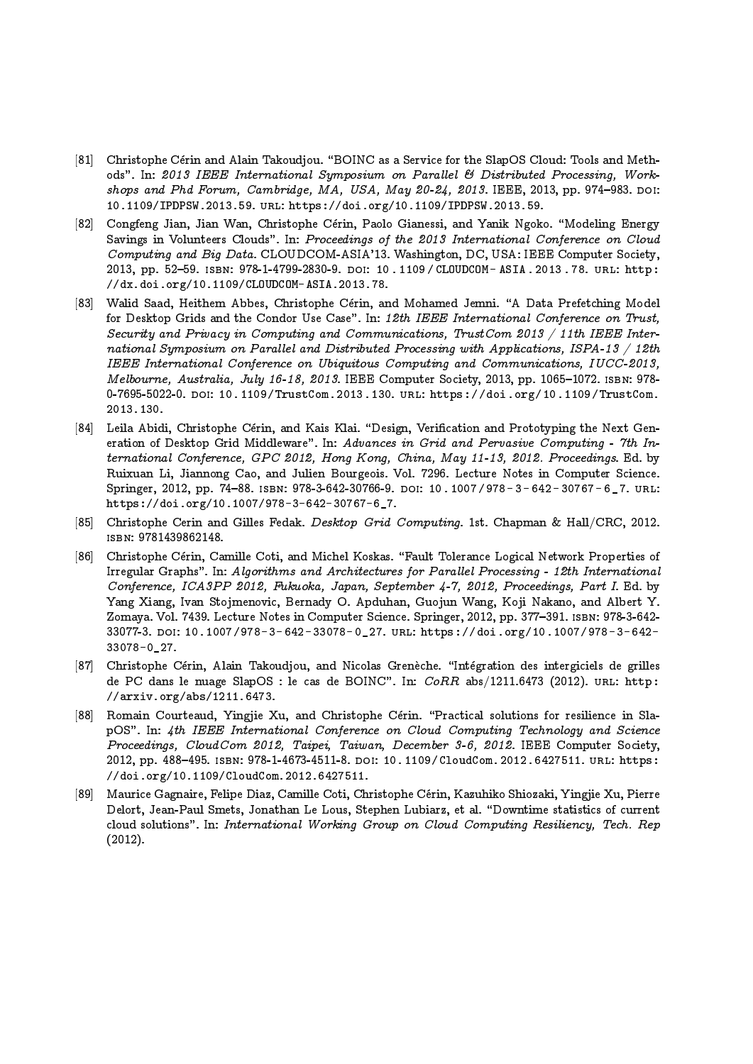[81] Christophe Cérin and Alain Takoudjou. "BOINC as a Service for the SlapOS Cloud: Tools and Methods". In: *2013 IEEE International Symposium on Parallel & Distributed Processing, Workshops and Phd Forum, Cambridge, MA, USA, May 20-24, 2013*. IEEE, 2013, pp. 974–983. DOI: 10.1109/IPDPSW.2013.59. URL: https://doi.org/10.1109/IPDPSW.2013.59.

[82] Congfeng Jian, Jian Wan, Christophe Cérin, Paolo Gianessi, and Yanik Ngoko. "Modeling Energy Savings in Volunteers Clouds". In: *Proceedings of the 2013 International Conference on Cloud Computing and Big Data*. CLOUDCOM-ASIA'13. Washington, DC, USA: IEEE Computer Society, 2013, pp. 52–59. ISBN: 978-1-4799-2830-9. DOI: 10.1109/CLOUDCOM-ASIA.2013.78. URL: http://dx.doi.org/10.1109/CLOUDCOM-ASIA.2013.78.

[83] Walid Saad, Heithem Abbes, Christophe Cérin, and Mohamed Jemni. "A Data Prefetching Model for Desktop Grids and the Condor Use Case". In: *12th IEEE International Conference on Trust, Security and Privacy in Computing and Communications, TrustCom 2013 / 11th IEEE International Symposium on Parallel and Distributed Processing with Applications, ISPA-13 / 12th IEEE International Conference on Ubiquitous Computing and Communications, IUCC-2013, Melbourne, Australia, July 16-18, 2013*. IEEE Computer Society, 2013, pp. 1065–1072. ISBN: 978-0-7695-5022-0. DOI: 10.1109/TrustCom.2013.130. URL: https://doi.org/10.1109/TrustCom.2013.130.

[84] Leila Abidi, Christophe Cérin, and Kais Klai. "Design, Verification and Prototyping the Next Generation of Desktop Grid Middleware". In: *Advances in Grid and Pervasive Computing - 7th International Conference, GPC 2012, Hong Kong, China, May 11-13, 2012. Proceedings*. Ed. by Ruixuan Li, Jiannong Cao, and Julien Bourgeois. Vol. 7296. Lecture Notes in Computer Science. Springer, 2012, pp. 74–88. ISBN: 978-3-642-30766-9. DOI: 10.1007/978-3-642-30767-6_7. URL: https://doi.org/10.1007/978-3-642-30767-6_7.

[85] Christophe Cerin and Gilles Fedak. *Desktop Grid Computing*. 1st. Chapman & Hall/CRC, 2012. ISBN: 9781439862148.

[86] Christophe Cérin, Camille Coti, and Michel Koskas. "Fault Tolerance Logical Network Properties of Irregular Graphs". In: *Algorithms and Architectures for Parallel Processing - 12th International Conference, ICA3PP 2012, Fukuoka, Japan, September 4-7, 2012, Proceedings, Part I*. Ed. by Yang Xiang, Ivan Stojmenovic, Bernady O. Apduhan, Guojun Wang, Koji Nakano, and Albert Y. Zomaya. Vol. 7439. Lecture Notes in Computer Science. Springer, 2012, pp. 377–391. ISBN: 978-3-642-33077-3. DOI: 10.1007/978-3-642-33078-0_27. URL: https://doi.org/10.1007/978-3-642-33078-0_27.

[87] Christophe Cérin, Alain Takoudjou, and Nicolas Grenèche. "Intégration des intergiciels de grilles de PC dans le nuage SlapOS : le cas de BOINC". In: *CoRR* abs/1211.6473 (2012). URL: http://arxiv.org/abs/1211.6473.

[88] Romain Courteaud, Yingjie Xu, and Christophe Cérin. "Practical solutions for resilience in SlapOS". In: *4th IEEE International Conference on Cloud Computing Technology and Science Proceedings, CloudCom 2012, Taipei, Taiwan, December 3-6, 2012*. IEEE Computer Society, 2012, pp. 488–495. ISBN: 978-1-4673-4511-8. DOI: 10.1109/CloudCom.2012.6427511. URL: https://doi.org/10.1109/CloudCom.2012.6427511.

[89] Maurice Gagnaire, Felipe Diaz, Camille Coti, Christophe Cérin, Kazuhiko Shiozaki, Yingjie Xu, Pierre Delort, Jean-Paul Smets, Jonathan Le Lous, Stephen Lubiarz, et al. "Downtime statistics of current cloud solutions". In: *International Working Group on Cloud Computing Resiliency, Tech. Rep* (2012).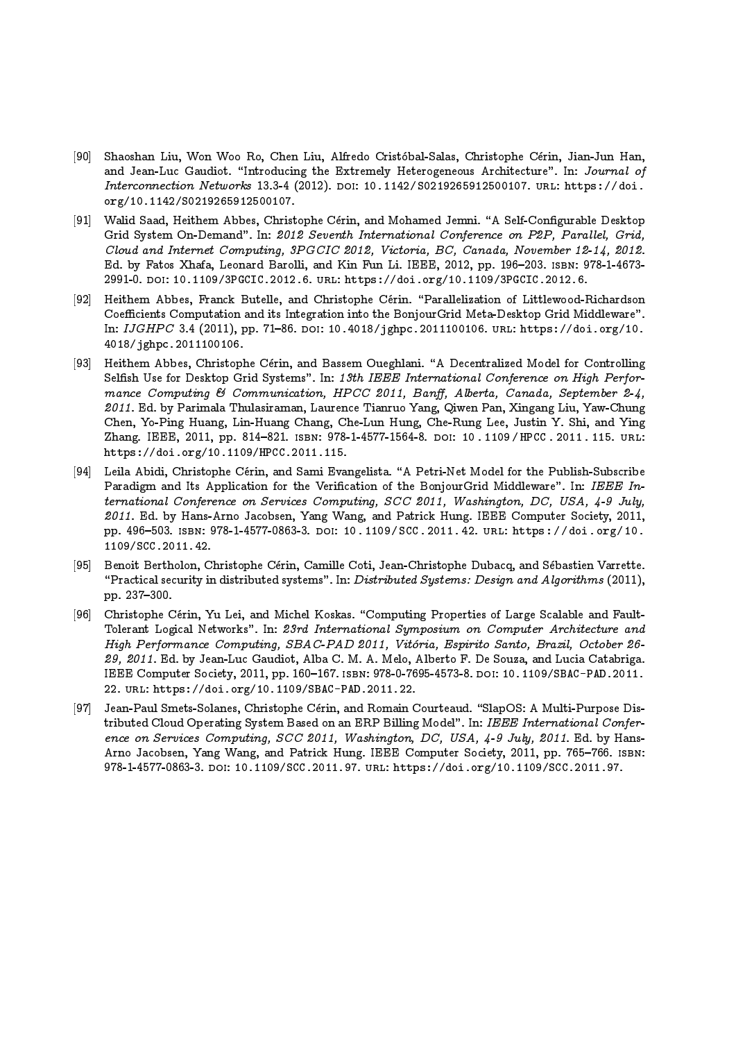[90] Shaoshan Liu, Won Woo Ro, Chen Liu, Alfredo Cristóbal-Salas, Christophe Cérin, Jian-Jun Han, and Jean-Luc Gaudiot. "Introducing the Extremely Heterogeneous Architecture". In: *Journal of Interconnection Networks* 13.3-4 (2012). DOI: 10.1142/S0219265912500107. URL: https://doi.org/10.1142/S0219265912500107.

[91] Walid Saad, Heithem Abbes, Christophe Cérin, and Mohamed Jemni. "A Self-Configurable Desktop Grid System On-Demand". In: *2012 Seventh International Conference on P2P, Parallel, Grid, Cloud and Internet Computing, 3PGCIC 2012, Victoria, BC, Canada, November 12-14, 2012*. Ed. by Fatos Xhafa, Leonard Barolli, and Kin Fun Li. IEEE, 2012, pp. 196–203. ISBN: 978-1-4673-2991-0. DOI: 10.1109/3PGCIC.2012.6. URL: https://doi.org/10.1109/3PGCIC.2012.6.

[92] Heithem Abbes, Franck Butelle, and Christophe Cérin. "Parallelization of Littlewood-Richardson Coefficients Computation and its Integration into the BonjourGrid Meta-Desktop Grid Middleware". In: *IJGHPC* 3.4 (2011), pp. 71–86. DOI: 10.4018/jghpc.2011100106. URL: https://doi.org/10.4018/jghpc.2011100106.

[93] Heithem Abbes, Christophe Cérin, and Bassem Oueghlani. "A Decentralized Model for Controlling Selfish Use for Desktop Grid Systems". In: *13th IEEE International Conference on High Performance Computing & Communication, HPCC 2011, Banff, Alberta, Canada, September 2-4, 2011*. Ed. by Parimala Thulasiraman, Laurence Tianruo Yang, Qiwen Pan, Xingang Liu, Yaw-Chung Chen, Yo-Ping Huang, Lin-Huang Chang, Che-Lun Hung, Che-Rung Lee, Justin Y. Shi, and Ying Zhang. IEEE, 2011, pp. 814–821. ISBN: 978-1-4577-1564-8. DOI: 10.1109/HPCC.2011.115. URL: https://doi.org/10.1109/HPCC.2011.115.

[94] Leila Abidi, Christophe Cérin, and Sami Evangelista. "A Petri-Net Model for the Publish-Subscribe Paradigm and Its Application for the Verification of the BonjourGrid Middleware". In: *IEEE International Conference on Services Computing, SCC 2011, Washington, DC, USA, 4-9 July, 2011*. Ed. by Hans-Arno Jacobsen, Yang Wang, and Patrick Hung. IEEE Computer Society, 2011, pp. 496–503. ISBN: 978-1-4577-0863-3. DOI: 10.1109/SCC.2011.42. URL: https://doi.org/10.1109/SCC.2011.42.

[95] Benoit Bertholon, Christophe Cérin, Camille Coti, Jean-Christophe Dubacq, and Sébastien Varrette. "Practical security in distributed systems". In: *Distributed Systems: Design and Algorithms* (2011), pp. 237–300.

[96] Christophe Cérin, Yu Lei, and Michel Koskas. "Computing Properties of Large Scalable and Fault-Tolerant Logical Networks". In: *23rd International Symposium on Computer Architecture and High Performance Computing, SBAC-PAD 2011, Vitória, Espirito Santo, Brazil, October 26-29, 2011*. Ed. by Jean-Luc Gaudiot, Alba C. M. A. Melo, Alberto F. De Souza, and Lucia Catabriga. IEEE Computer Society, 2011, pp. 160–167. ISBN: 978-0-7695-4573-8. DOI: 10.1109/SBAC-PAD.2011.22. URL: https://doi.org/10.1109/SBAC-PAD.2011.22.

[97] Jean-Paul Smets-Solanes, Christophe Cérin, and Romain Courteaud. "SlapOS: A Multi-Purpose Distributed Cloud Operating System Based on an ERP Billing Model". In: *IEEE International Conference on Services Computing, SCC 2011, Washington, DC, USA, 4-9 July, 2011*. Ed. by Hans-Arno Jacobsen, Yang Wang, and Patrick Hung. IEEE Computer Society, 2011, pp. 765–766. ISBN: 978-1-4577-0863-3. DOI: 10.1109/SCC.2011.97. URL: https://doi.org/10.1109/SCC.2011.97.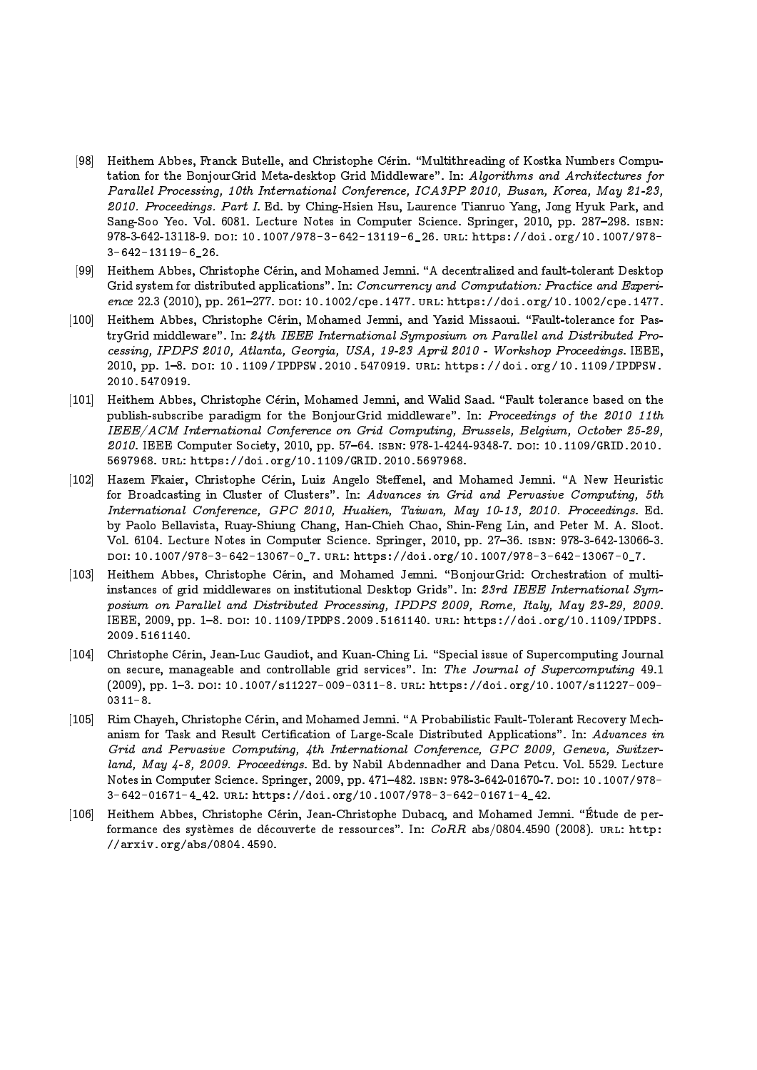[98] Heithem Abbes, Franck Butelle, and Christophe Cérin. "Multithreading of Kostka Numbers Computation for the BonjourGrid Meta-desktop Grid Middleware". In: *Algorithms and Architectures for Parallel Processing, 10th International Conference, ICA3PP 2010, Busan, Korea, May 21-23, 2010. Proceedings. Part I.* Ed. by Ching-Hsien Hsu, Laurence Tianruo Yang, Jong Hyuk Park, and Sang-Soo Yeo. Vol. 6081. Lecture Notes in Computer Science. Springer, 2010, pp. 287–298. ISBN: 978-3-642-13118-9. DOI: 10.1007/978-3-642-13119-6_26. URL: https://doi.org/10.1007/978-3-642-13119-6_26.

[99] Heithem Abbes, Christophe Cérin, and Mohamed Jemni. "A decentralized and fault-tolerant Desktop Grid system for distributed applications". In: *Concurrency and Computation: Practice and Experience* 22.3 (2010), pp. 261–277. DOI: 10.1002/cpe.1477. URL: https://doi.org/10.1002/cpe.1477.

[100] Heithem Abbes, Christophe Cérin, Mohamed Jemni, and Yazid Missaoui. "Fault-tolerance for PastryGrid middleware". In: *24th IEEE International Symposium on Parallel and Distributed Processing, IPDPS 2010, Atlanta, Georgia, USA, 19-23 April 2010 - Workshop Proceedings.* IEEE, 2010, pp. 1–8. DOI: 10.1109/IPDPSW.2010.5470919. URL: https://doi.org/10.1109/IPDPSW.2010.5470919.

[101] Heithem Abbes, Christophe Cérin, Mohamed Jemni, and Walid Saad. "Fault tolerance based on the publish-subscribe paradigm for the BonjourGrid middleware". In: *Proceedings of the 2010 11th IEEE/ACM International Conference on Grid Computing, Brussels, Belgium, October 25-29, 2010.* IEEE Computer Society, 2010, pp. 57–64. ISBN: 978-1-4244-9348-7. DOI: 10.1109/GRID.2010.5697968. URL: https://doi.org/10.1109/GRID.2010.5697968.

[102] Hazem Fkaier, Christophe Cérin, Luiz Angelo Steffenel, and Mohamed Jemni. "A New Heuristic for Broadcasting in Cluster of Clusters". In: *Advances in Grid and Pervasive Computing, 5th International Conference, GPC 2010, Hualien, Taiwan, May 10-13, 2010. Proceedings.* Ed. by Paolo Bellavista, Ruay-Shiung Chang, Han-Chieh Chao, Shin-Feng Lin, and Peter M. A. Sloot. Vol. 6104. Lecture Notes in Computer Science. Springer, 2010, pp. 27–36. ISBN: 978-3-642-13066-3. DOI: 10.1007/978-3-642-13067-0_7. URL: https://doi.org/10.1007/978-3-642-13067-0_7.

[103] Heithem Abbes, Christophe Cérin, and Mohamed Jemni. "BonjourGrid: Orchestration of multi-instances of grid middlewares on institutional Desktop Grids". In: *23rd IEEE International Symposium on Parallel and Distributed Processing, IPDPS 2009, Rome, Italy, May 23-29, 2009.* IEEE, 2009, pp. 1–8. DOI: 10.1109/IPDPS.2009.5161140. URL: https://doi.org/10.1109/IPDPS.2009.5161140.

[104] Christophe Cérin, Jean-Luc Gaudiot, and Kuan-Ching Li. "Special issue of Supercomputing Journal on secure, manageable and controllable grid services". In: *The Journal of Supercomputing* 49.1 (2009), pp. 1–3. DOI: 10.1007/s11227-009-0311-8. URL: https://doi.org/10.1007/s11227-009-0311-8.

[105] Rim Chayeh, Christophe Cérin, and Mohamed Jemni. "A Probabilistic Fault-Tolerant Recovery Mechanism for Task and Result Certification of Large-Scale Distributed Applications". In: *Advances in Grid and Pervasive Computing, 4th International Conference, GPC 2009, Geneva, Switzerland, May 4-8, 2009. Proceedings.* Ed. by Nabil Abdennadher and Dana Petcu. Vol. 5529. Lecture Notes in Computer Science. Springer, 2009, pp. 471–482. ISBN: 978-3-642-01670-7. DOI: 10.1007/978-3-642-01671-4_42. URL: https://doi.org/10.1007/978-3-642-01671-4_42.

[106] Heithem Abbes, Christophe Cérin, Jean-Christophe Dubacq, and Mohamed Jemni. "Étude de performance des systèmes de découverte de ressources". In: *CoRR* abs/0804.4590 (2008). URL: http://arxiv.org/abs/0804.4590.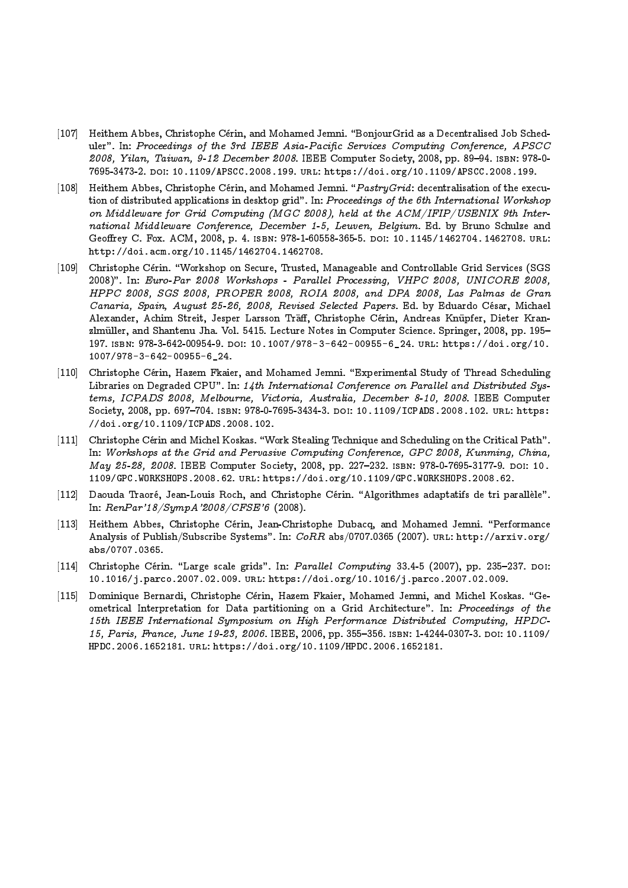[107] Heithem Abbes, Christophe Cérin, and Mohamed Jemni. "BonjourGrid as a Decentralised Job Scheduler". In: *Proceedings of the 3rd IEEE Asia-Pacific Services Computing Conference, APSCC 2008, Yilan, Taiwan, 9-12 December 2008*. IEEE Computer Society, 2008, pp. 89–94. ISBN: 978-0-7695-3473-2. DOI: 10.1109/APSCC.2008.199. URL: https://doi.org/10.1109/APSCC.2008.199.

[108] Heithem Abbes, Christophe Cérin, and Mohamed Jemni. "*PastryGrid*: decentralisation of the execution of distributed applications in desktop grid". In: *Proceedings of the 6th International Workshop on Middleware for Grid Computing (MGC 2008), held at the ACM/IFIP/USENIX 9th International Middleware Conference, December 1-5, Leuven, Belgium*. Ed. by Bruno Schulze and Geoffrey C. Fox. ACM, 2008, p. 4. ISBN: 978-1-60558-365-5. DOI: 10.1145/1462704.1462708. URL: http://doi.acm.org/10.1145/1462704.1462708.

[109] Christophe Cérin. "Workshop on Secure, Trusted, Manageable and Controllable Grid Services (SGS 2008)". In: *Euro-Par 2008 Workshops - Parallel Processing, VHPC 2008, UNICORE 2008, HPPC 2008, SGS 2008, PROPER 2008, ROIA 2008, and DPA 2008, Las Palmas de Gran Canaria, Spain, August 25-26, 2008, Revised Selected Papers*. Ed. by Eduardo César, Michael Alexander, Achim Streit, Jesper Larsson Träff, Christophe Cérin, Andreas Knüpfer, Dieter Kranzlmüller, and Shantenu Jha. Vol. 5415. Lecture Notes in Computer Science. Springer, 2008, pp. 195–197. ISBN: 978-3-642-00954-9. DOI: 10.1007/978-3-642-00955-6_24. URL: https://doi.org/10.1007/978-3-642-00955-6_24.

[110] Christophe Cérin, Hazem Fkaier, and Mohamed Jemni. "Experimental Study of Thread Scheduling Libraries on Degraded CPU". In: *14th International Conference on Parallel and Distributed Systems, ICPADS 2008, Melbourne, Victoria, Australia, December 8-10, 2008*. IEEE Computer Society, 2008, pp. 697–704. ISBN: 978-0-7695-3434-3. DOI: 10.1109/ICPADS.2008.102. URL: https://doi.org/10.1109/ICPADS.2008.102.

[111] Christophe Cérin and Michel Koskas. "Work Stealing Technique and Scheduling on the Critical Path". In: *Workshops at the Grid and Pervasive Computing Conference, GPC 2008, Kunming, China, May 25-28, 2008*. IEEE Computer Society, 2008, pp. 227–232. ISBN: 978-0-7695-3177-9. DOI: 10.1109/GPC.WORKSHOPS.2008.62. URL: https://doi.org/10.1109/GPC.WORKSHOPS.2008.62.

[112] Daouda Traoré, Jean-Louis Roch, and Christophe Cérin. "Algorithmes adaptatifs de tri parallèle". In: *RenPar'18/SympA'2008/CFSE'6* (2008).

[113] Heithem Abbes, Christophe Cérin, Jean-Christophe Dubacq, and Mohamed Jemni. "Performance Analysis of Publish/Subscribe Systems". In: *CoRR* abs/0707.0365 (2007). URL: http://arxiv.org/abs/0707.0365.

[114] Christophe Cérin. "Large scale grids". In: *Parallel Computing* 33.4-5 (2007), pp. 235–237. DOI: 10.1016/j.parco.2007.02.009. URL: https://doi.org/10.1016/j.parco.2007.02.009.

[115] Dominique Bernardi, Christophe Cérin, Hazem Fkaier, Mohamed Jemni, and Michel Koskas. "Geometrical Interpretation for Data partitioning on a Grid Architecture". In: *Proceedings of the 15th IEEE International Symposium on High Performance Distributed Computing, HPDC-15, Paris, France, June 19-23, 2006*. IEEE, 2006, pp. 355–356. ISBN: 1-4244-0307-3. DOI: 10.1109/HPDC.2006.1652181. URL: https://doi.org/10.1109/HPDC.2006.1652181.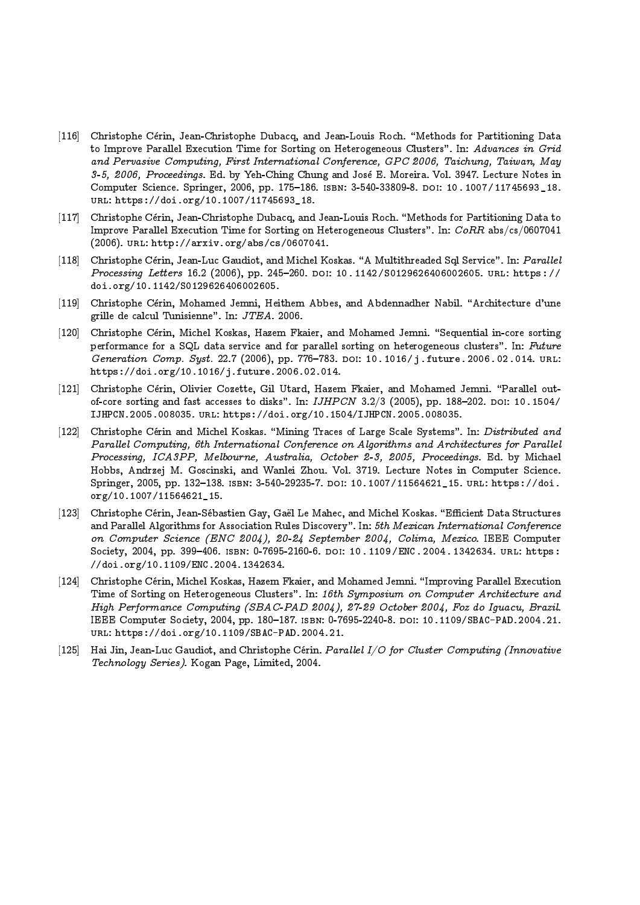[116] Christophe Cérin, Jean-Christophe Dubacq, and Jean-Louis Roch. "Methods for Partitioning Data to Improve Parallel Execution Time for Sorting on Heterogeneous Clusters". In: *Advances in Grid and Pervasive Computing, First International Conference, GPC 2006, Taichung, Taiwan, May 3-5, 2006, Proceedings*. Ed. by Yeh-Ching Chung and José E. Moreira. Vol. 3947. Lecture Notes in Computer Science. Springer, 2006, pp. 175–186. ISBN: 3-540-33809-8. DOI: 10.1007/11745693_18. URL: https://doi.org/10.1007/11745693_18.

[117] Christophe Cérin, Jean-Christophe Dubacq, and Jean-Louis Roch. "Methods for Partitioning Data to Improve Parallel Execution Time for Sorting on Heterogeneous Clusters". In: *CoRR* abs/cs/0607041 (2006). URL: http://arxiv.org/abs/cs/0607041.

[118] Christophe Cérin, Jean-Luc Gaudiot, and Michel Koskas. "A Multithreaded Sql Service". In: *Parallel Processing Letters* 16.2 (2006), pp. 245–260. DOI: 10.1142/S0129626406002605. URL: https://doi.org/10.1142/S0129626406002605.

[119] Christophe Cérin, Mohamed Jemni, Heithem Abbes, and Abdennadher Nabil. "Architecture d'une grille de calcul Tunisienne". In: *JTEA*. 2006.

[120] Christophe Cérin, Michel Koskas, Hazem Fkaier, and Mohamed Jemni. "Sequential in-core sorting performance for a SQL data service and for parallel sorting on heterogeneous clusters". In: *Future Generation Comp. Syst.* 22.7 (2006), pp. 776–783. DOI: 10.1016/j.future.2006.02.014. URL: https://doi.org/10.1016/j.future.2006.02.014.

[121] Christophe Cérin, Olivier Cozette, Gil Utard, Hazem Fkaier, and Mohamed Jemni. "Parallel out-of-core sorting and fast accesses to disks". In: *IJHPCN* 3.2/3 (2005), pp. 188–202. DOI: 10.1504/IJHPCN.2005.008035. URL: https://doi.org/10.1504/IJHPCN.2005.008035.

[122] Christophe Cérin and Michel Koskas. "Mining Traces of Large Scale Systems". In: *Distributed and Parallel Computing, 6th International Conference on Algorithms and Architectures for Parallel Processing, ICA3PP, Melbourne, Australia, October 2-3, 2005, Proceedings*. Ed. by Michael Hobbs, Andrzej M. Goscinski, and Wanlei Zhou. Vol. 3719. Lecture Notes in Computer Science. Springer, 2005, pp. 132–138. ISBN: 3-540-29235-7. DOI: 10.1007/11564621_15. URL: https://doi.org/10.1007/11564621_15.

[123] Christophe Cérin, Jean-Sébastien Gay, Gaël Le Mahec, and Michel Koskas. "Efficient Data Structures and Parallel Algorithms for Association Rules Discovery". In: *5th Mexican International Conference on Computer Science (ENC 2004), 20-24 September 2004, Colima, Mexico*. IEEE Computer Society, 2004, pp. 399–406. ISBN: 0-7695-2160-6. DOI: 10.1109/ENC.2004.1342634. URL: https://doi.org/10.1109/ENC.2004.1342634.

[124] Christophe Cérin, Michel Koskas, Hazem Fkaier, and Mohamed Jemni. "Improving Parallel Execution Time of Sorting on Heterogeneous Clusters". In: *16th Symposium on Computer Architecture and High Performance Computing (SBAC-PAD 2004), 27-29 October 2004, Foz do Iguacu, Brazil*. IEEE Computer Society, 2004, pp. 180–187. ISBN: 0-7695-2240-8. DOI: 10.1109/SBAC-PAD.2004.21. URL: https://doi.org/10.1109/SBAC-PAD.2004.21.

[125] Hai Jin, Jean-Luc Gaudiot, and Christophe Cérin. *Parallel I/O for Cluster Computing (Innovative Technology Series)*. Kogan Page, Limited, 2004.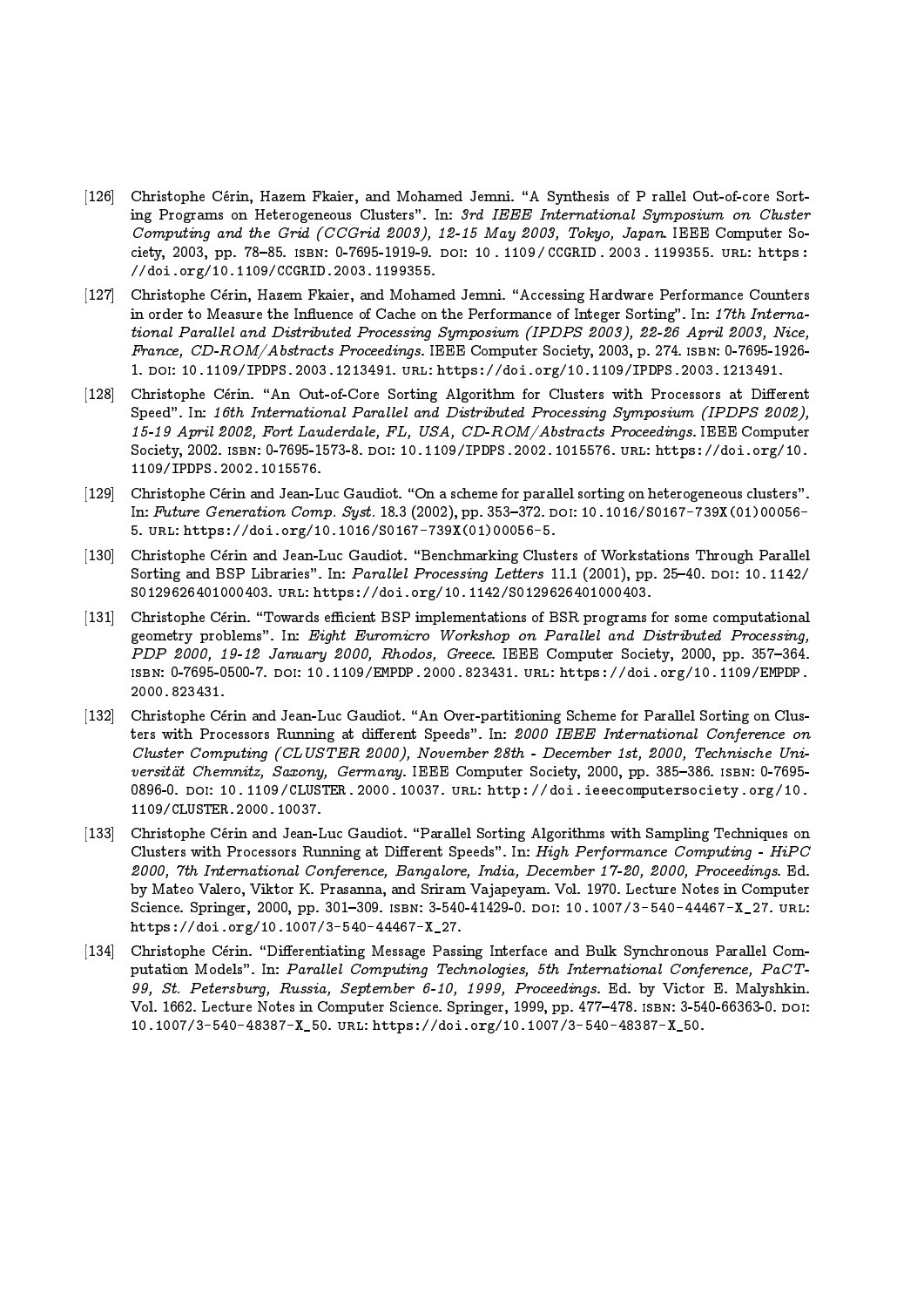[126] Christophe Cérin, Hazem Fkaier, and Mohamed Jemni. "A Synthesis of P rallel Out-of-core Sorting Programs on Heterogeneous Clusters". In: *3rd IEEE International Symposium on Cluster Computing and the Grid (CCGrid 2003), 12-15 May 2003, Tokyo, Japan.* IEEE Computer Society, 2003, pp. 78–85. ISBN: 0-7695-1919-9. DOI: 10.1109/CCGRID.2003.1199355. URL: https://doi.org/10.1109/CCGRID.2003.1199355.

[127] Christophe Cérin, Hazem Fkaier, and Mohamed Jemni. "Accessing Hardware Performance Counters in order to Measure the Influence of Cache on the Performance of Integer Sorting". In: *17th International Parallel and Distributed Processing Symposium (IPDPS 2003), 22-26 April 2003, Nice, France, CD-ROM/Abstracts Proceedings.* IEEE Computer Society, 2003, p. 274. ISBN: 0-7695-1926-1. DOI: 10.1109/IPDPS.2003.1213491. URL: https://doi.org/10.1109/IPDPS.2003.1213491.

[128] Christophe Cérin. "An Out-of-Core Sorting Algorithm for Clusters with Processors at Different Speed". In: *16th International Parallel and Distributed Processing Symposium (IPDPS 2002), 15-19 April 2002, Fort Lauderdale, FL, USA, CD-ROM/Abstracts Proceedings.* IEEE Computer Society, 2002. ISBN: 0-7695-1573-8. DOI: 10.1109/IPDPS.2002.1015576. URL: https://doi.org/10.1109/IPDPS.2002.1015576.

[129] Christophe Cérin and Jean-Luc Gaudiot. "On a scheme for parallel sorting on heterogeneous clusters". In: *Future Generation Comp. Syst.* 18.3 (2002), pp. 353–372. DOI: 10.1016/S0167-739X(01)00056-5. URL: https://doi.org/10.1016/S0167-739X(01)00056-5.

[130] Christophe Cérin and Jean-Luc Gaudiot. "Benchmarking Clusters of Workstations Through Parallel Sorting and BSP Libraries". In: *Parallel Processing Letters* 11.1 (2001), pp. 25–40. DOI: 10.1142/S0129626401000403. URL: https://doi.org/10.1142/S0129626401000403.

[131] Christophe Cérin. "Towards efficient BSP implementations of BSR programs for some computational geometry problems". In: *Eight Euromicro Workshop on Parallel and Distributed Processing, PDP 2000, 19-12 January 2000, Rhodos, Greece.* IEEE Computer Society, 2000, pp. 357–364. ISBN: 0-7695-0500-7. DOI: 10.1109/EMPDP.2000.823431. URL: https://doi.org/10.1109/EMPDP.2000.823431.

[132] Christophe Cérin and Jean-Luc Gaudiot. "An Over-partitioning Scheme for Parallel Sorting on Clusters with Processors Running at different Speeds". In: *2000 IEEE International Conference on Cluster Computing (CLUSTER 2000), November 28th - December 1st, 2000, Technische Universität Chemnitz, Saxony, Germany.* IEEE Computer Society, 2000, pp. 385–386. ISBN: 0-7695-0896-0. DOI: 10.1109/CLUSTER.2000.10037. URL: http://doi.ieeecomputersociety.org/10.1109/CLUSTER.2000.10037.

[133] Christophe Cérin and Jean-Luc Gaudiot. "Parallel Sorting Algorithms with Sampling Techniques on Clusters with Processors Running at Different Speeds". In: *High Performance Computing - HiPC 2000, 7th International Conference, Bangalore, India, December 17-20, 2000, Proceedings.* Ed. by Mateo Valero, Viktor K. Prasanna, and Sriram Vajapeyam. Vol. 1970. Lecture Notes in Computer Science. Springer, 2000, pp. 301–309. ISBN: 3-540-41429-0. DOI: 10.1007/3-540-44467-X_27. URL: https://doi.org/10.1007/3-540-44467-X_27.

[134] Christophe Cérin. "Differentiating Message Passing Interface and Bulk Synchronous Parallel Computation Models". In: *Parallel Computing Technologies, 5th International Conference, PaCT-99, St. Petersburg, Russia, September 6-10, 1999, Proceedings.* Ed. by Victor E. Malyshkin. Vol. 1662. Lecture Notes in Computer Science. Springer, 1999, pp. 477–478. ISBN: 3-540-66363-0. DOI: 10.1007/3-540-48387-X_50. URL: https://doi.org/10.1007/3-540-48387-X_50.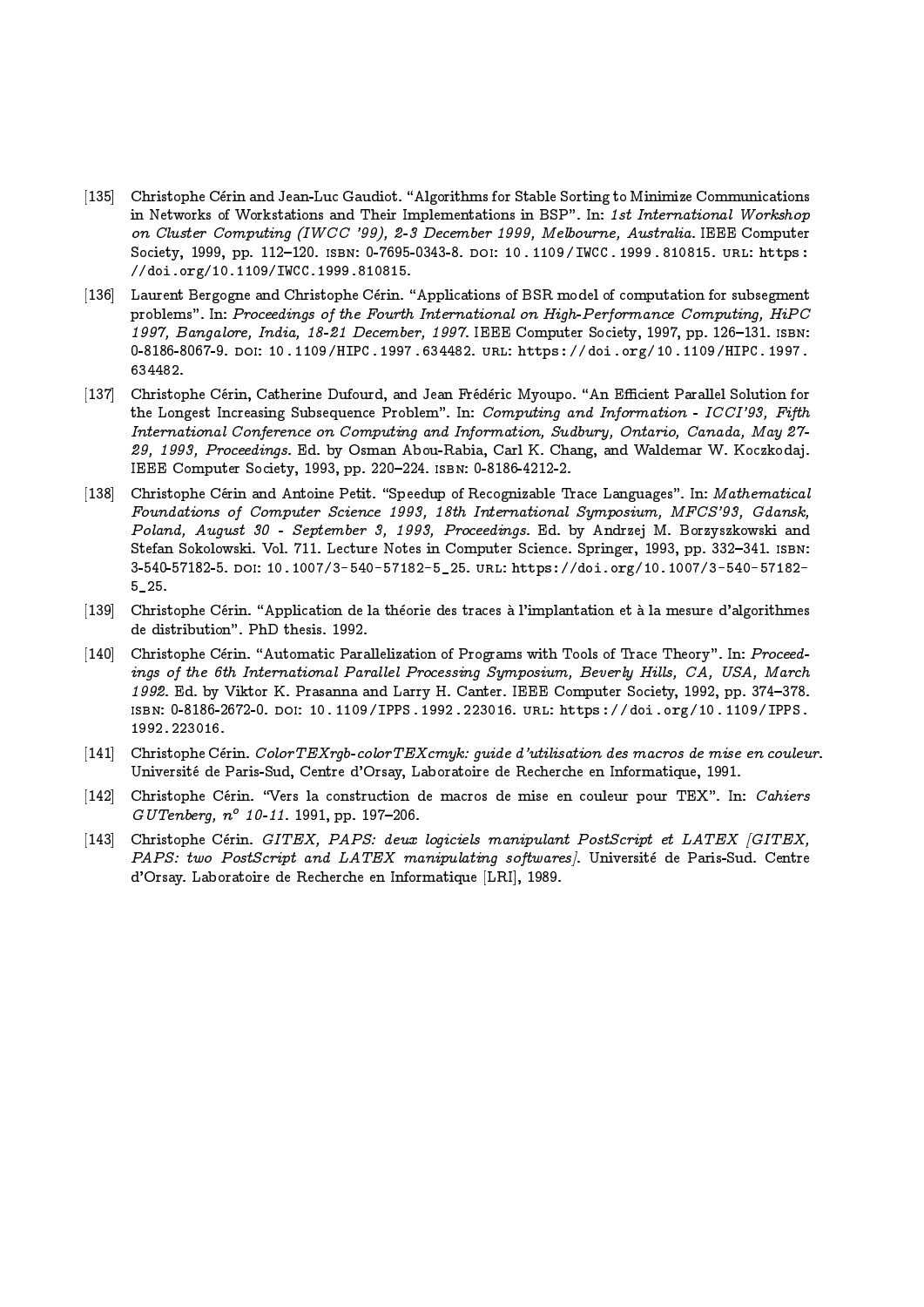[135] Christophe Cérin and Jean-Luc Gaudiot. “Algorithms for Stable Sorting to Minimize Communications in Networks of Workstations and Their Implementations in BSP”. In: *1st International Workshop on Cluster Computing (IWCC '99), 2-3 December 1999, Melbourne, Australia*. IEEE Computer Society, 1999, pp. 112–120. ISBN: 0-7695-0343-8. DOI: 10.1109/IWCC.1999.810815. URL: https://doi.org/10.1109/IWCC.1999.810815.

[136] Laurent Bergogne and Christophe Cérin. “Applications of BSR model of computation for subsegment problems”. In: *Proceedings of the Fourth International on High-Performance Computing, HiPC 1997, Bangalore, India, 18-21 December, 1997*. IEEE Computer Society, 1997, pp. 126–131. ISBN: 0-8186-8067-9. DOI: 10.1109/HIPC.1997.634482. URL: https://doi.org/10.1109/HIPC.1997.634482.

[137] Christophe Cérin, Catherine Dufourd, and Jean Frédéric Myoupo. “An Efficient Parallel Solution for the Longest Increasing Subsequence Problem”. In: *Computing and Information - ICCI'93, Fifth International Conference on Computing and Information, Sudbury, Ontario, Canada, May 27-29, 1993, Proceedings*. Ed. by Osman Abou-Rabia, Carl K. Chang, and Waldemar W. Koczkodaj. IEEE Computer Society, 1993, pp. 220–224. ISBN: 0-8186-4212-2.

[138] Christophe Cérin and Antoine Petit. “Speedup of Recognizable Trace Languages”. In: *Mathematical Foundations of Computer Science 1993, 18th International Symposium, MFCS'93, Gdansk, Poland, August 30 - September 3, 1993, Proceedings*. Ed. by Andrzej M. Borzyszkowski and Stefan Sokolowski. Vol. 711. Lecture Notes in Computer Science. Springer, 1993, pp. 332–341. ISBN: 3-540-57182-5. DOI: 10.1007/3-540-57182-5_25. URL: https://doi.org/10.1007/3-540-57182-5_25.

[139] Christophe Cérin. “Application de la théorie des traces à l'implantation et à la mesure d'algorithmes de distribution”. PhD thesis. 1992.

[140] Christophe Cérin. “Automatic Parallelization of Programs with Tools of Trace Theory”. In: *Proceedings of the 6th International Parallel Processing Symposium, Beverly Hills, CA, USA, March 1992*. Ed. by Viktor K. Prasanna and Larry H. Canter. IEEE Computer Society, 1992, pp. 374–378. ISBN: 0-8186-2672-0. DOI: 10.1109/IPPS.1992.223016. URL: https://doi.org/10.1109/IPPS.1992.223016.

[141] Christophe Cérin. *ColorTEXrgb-colorTEXcmyk: guide d'utilisation des macros de mise en couleur*. Université de Paris-Sud, Centre d'Orsay, Laboratoire de Recherche en Informatique, 1991.

[142] Christophe Cérin. “Vers la construction de macros de mise en couleur pour TEX”. In: *Cahiers GUTenberg, n° 10-11*. 1991, pp. 197–206.

[143] Christophe Cérin. *GITEX, PAPS: deux logiciels manipulant PostScript et LATEX [GITEX, PAPS: two PostScript and LATEX manipulating softwares]*. Université de Paris-Sud. Centre d'Orsay. Laboratoire de Recherche en Informatique [LRI], 1989.